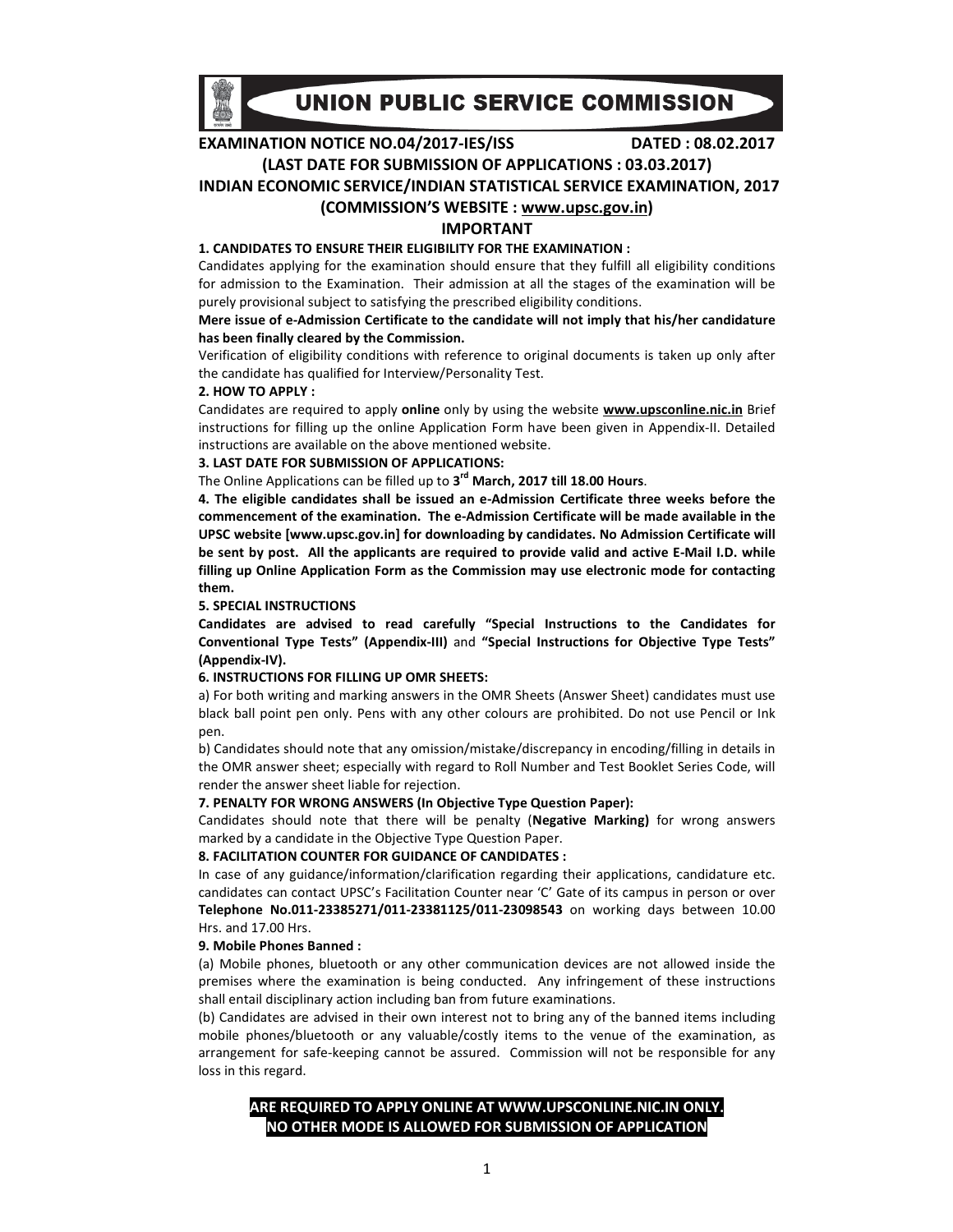# UNION PUBLIC SERVICE COMMISSION

**EXAMINATION NOTICE NO.04/2017-IES/ISS DATED : 08.02.2017**

**(LAST DATE FOR SUBMISSION OF APPLICATIONS : 03.03.2017)**

**INDIAN ECONOMIC SERVICE/INDIAN STATISTICAL SERVICE EXAMINATION, 2017**

**(COMMISSION'S WEBSITE : www.upsc.gov.in)**

## IMPORTANT

**1. CANDIDATES TO ENSURE THEIR ELIGIBILITY FOR THE EXAMINATION :**

Candidates applying for the examination should ensure that they fulfill all eligibility conditions for admission to the Examination. Their admission at all the stages of the examination will be purely provisional subject to satisfying the prescribed eligibility conditions.

**Mere issue of e-Admission Certificate to the candidate will not imply that his/her candidature has been finally cleared by the Commission.**

Verification of eligibility conditions with reference to original documents is taken up only after the candidate has qualified for Interview/Personality Test.

**2. HOW TO APPLY :**

Candidates are required to apply **online** only by using the website **www.upsconline.nic.in** Brief instructions for filling up the online Application Form have been given in Appendix-II. Detailed instructions are available on the above mentioned website.

**3. LAST DATE FOR SUBMISSION OF APPLICATIONS:**

The Online Applications can be filled up to **3rd March, 2017 till 18.00 Hours**.

**4. The eligible candidates shall be issued an e-Admission Certificate three weeks before the commencement of the examination. The e-Admission Certificate will be made available in the UPSC website [www.upsc.gov.in] for downloading by candidates. No Admission Certificate will be sent by post. All the applicants are required to provide valid and active E-Mail I.D. while filling up Online Application Form as the Commission may use electronic mode for contacting them.**

**5. SPECIAL INSTRUCTIONS**

**Candidates are advised to read carefully "Special Instructions to the Candidates for Conventional Type Tests" (Appendix-III)** and **"Special Instructions for Objective Type Tests" (Appendix-IV).**

**6. INSTRUCTIONS FOR FILLING UP OMR SHEETS:**

a) For both writing and marking answers in the OMR Sheets (Answer Sheet) candidates must use black ball point pen only. Pens with any other colours are prohibited. Do not use Pencil or Ink pen.

b) Candidates should note that any omission/mistake/discrepancy in encoding/filling in details in the OMR answer sheet; especially with regard to Roll Number and Test Booklet Series Code, will render the answer sheet liable for rejection.

**7. PENALTY FOR WRONG ANSWERS (In Objective Type Question Paper):**

Candidates should note that there will be penalty (**Negative Marking)** for wrong answers marked by a candidate in the Objective Type Question Paper.

**8. FACILITATION COUNTER FOR GUIDANCE OF CANDIDATES :**

In case of any guidance/information/clarification regarding their applications, candidature etc. candidates can contact UPSC's Facilitation Counter near 'C' Gate of its campus in person or over **Telephone No.011-23385271/011-23381125/011-23098543** on working days between 10.00 Hrs. and 17.00 Hrs.

**9. Mobile Phones Banned :**

(a) Mobile phones, bluetooth or any other communication devices are not allowed inside the premises where the examination is being conducted. Any infringement of these instructions shall entail disciplinary action including ban from future examinations.

(b) Candidates are advised in their own interest not to bring any of the banned items including mobile phones/bluetooth or any valuable/costly items to the venue of the examination, as arrangement for safe-keeping cannot be assured. Commission will not be responsible for any loss in this regard.

**ARE REQUIRED TO APPLY ONLINE AT WWW.UPSCONLINE.NIC.IN ONLY. NO OTHER MODE IS ALLOWED FOR SUBMISSION OF APPLICATION**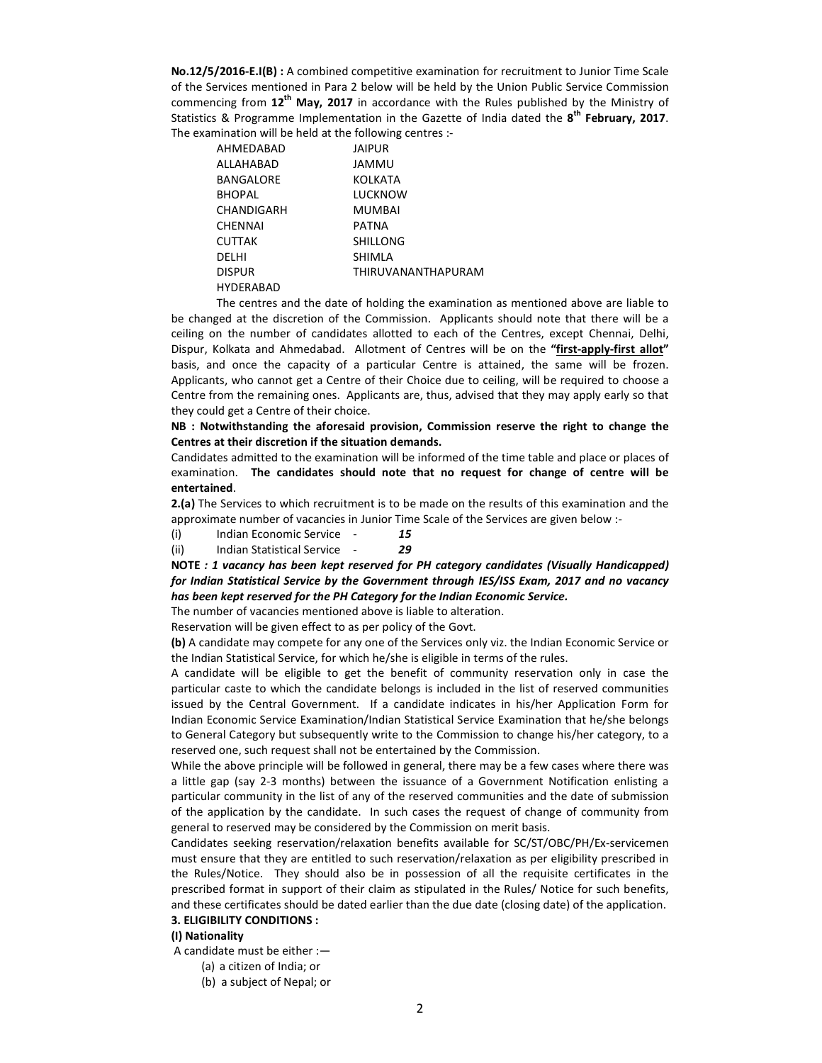**No.12/5/2016-E.I(B) :** A combined competitive examination for recruitment to Junior Time Scale of the Services mentioned in Para 2 below will be held by the Union Public Service Commission commencing from **12th May, 2017** in accordance with the Rules published by the Ministry of Statistics & Programme Implementation in the Gazette of India dated the **8th February, 2017**. The examination will be held at the following centres :-

| | |
|---|---|
| AHMEDABAD | JAIPUR |
| ALLAHABAD | JAMMU |
| BANGALORE | KOLKATA |
| BHOPAL | LUCKNOW |
| CHANDIGARH | MUMBAI |
| CHENNAI | PATNA |
| CUTTAK | SHILLONG |
| DELHI | SHIMLA |
| DISPUR | THIRUVANANTHAPURAM |
| HYDERABAD | |

The centres and the date of holding the examination as mentioned above are liable to be changed at the discretion of the Commission. Applicants should note that there will be a ceiling on the number of candidates allotted to each of the Centres, except Chennai, Delhi, Dispur, Kolkata and Ahmedabad. Allotment of Centres will be on the **"first-apply-first allot"** basis, and once the capacity of a particular Centre is attained, the same will be frozen. Applicants, who cannot get a Centre of their Choice due to ceiling, will be required to choose a Centre from the remaining ones. Applicants are, thus, advised that they may apply early so that they could get a Centre of their choice.

**NB : Notwithstanding the aforesaid provision, Commission reserve the right to change the Centres at their discretion if the situation demands.**

Candidates admitted to the examination will be informed of the time table and place or places of examination. **The candidates should note that no request for change of centre will be entertained**.

**2.(a)** The Services to which recruitment is to be made on the results of this examination and the approximate number of vacancies in Junior Time Scale of the Services are given below :-

(i) Indian Economic Service - ***15***

(ii) Indian Statistical Service - ***29***

**NOTE *: 1 vacancy has been kept reserved for PH category candidates (Visually Handicapped) for Indian Statistical Service by the Government through IES/ISS Exam, 2017 and no vacancy has been kept reserved for the PH Category for the Indian Economic Service.***

The number of vacancies mentioned above is liable to alteration.

Reservation will be given effect to as per policy of the Govt.

**(b)** A candidate may compete for any one of the Services only viz. the Indian Economic Service or the Indian Statistical Service, for which he/she is eligible in terms of the rules.

A candidate will be eligible to get the benefit of community reservation only in case the particular caste to which the candidate belongs is included in the list of reserved communities issued by the Central Government. If a candidate indicates in his/her Application Form for Indian Economic Service Examination/Indian Statistical Service Examination that he/she belongs to General Category but subsequently write to the Commission to change his/her category, to a reserved one, such request shall not be entertained by the Commission.

While the above principle will be followed in general, there may be a few cases where there was a little gap (say 2-3 months) between the issuance of a Government Notification enlisting a particular community in the list of any of the reserved communities and the date of submission of the application by the candidate. In such cases the request of change of community from general to reserved may be considered by the Commission on merit basis.

Candidates seeking reservation/relaxation benefits available for SC/ST/OBC/PH/Ex-servicemen must ensure that they are entitled to such reservation/relaxation as per eligibility prescribed in the Rules/Notice. They should also be in possession of all the requisite certificates in the prescribed format in support of their claim as stipulated in the Rules/ Notice for such benefits, and these certificates should be dated earlier than the due date (closing date) of the application.

**3. ELIGIBILITY CONDITIONS :**

**(I) Nationality**

A candidate must be either :—

(a) a citizen of India; or

(b) a subject of Nepal; or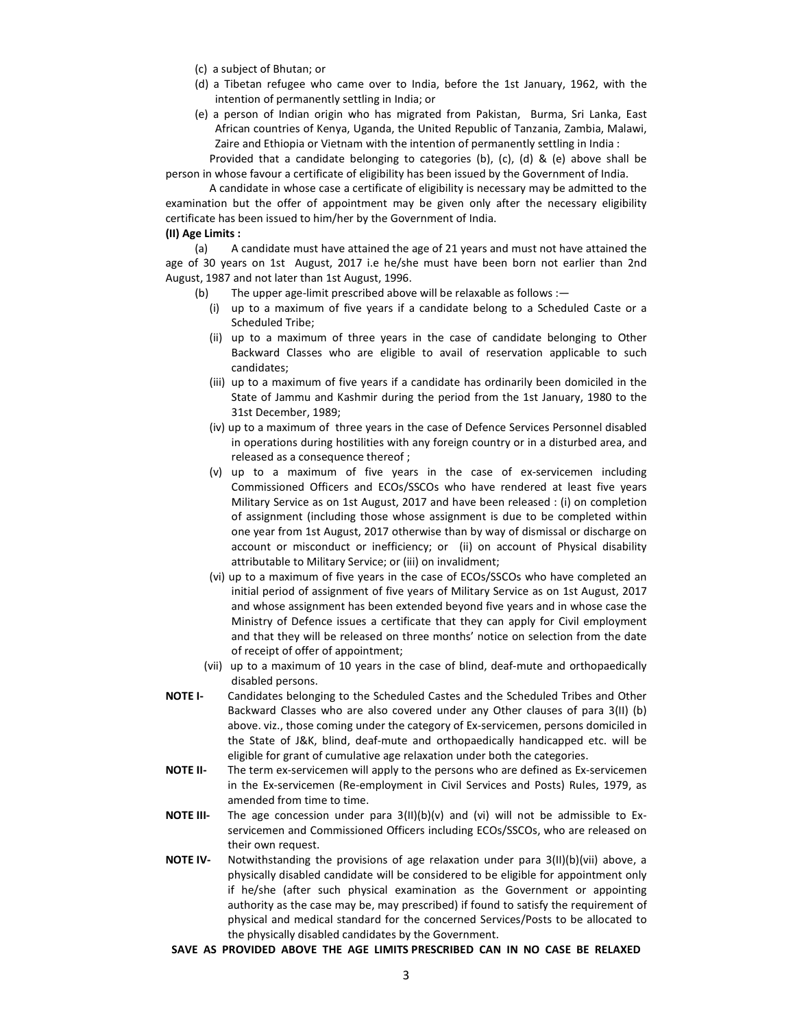(c) a subject of Bhutan; or

(d) a Tibetan refugee who came over to India, before the 1st January, 1962, with the intention of permanently settling in India; or

(e) a person of Indian origin who has migrated from Pakistan, Burma, Sri Lanka, East African countries of Kenya, Uganda, the United Republic of Tanzania, Zambia, Malawi, Zaire and Ethiopia or Vietnam with the intention of permanently settling in India :

Provided that a candidate belonging to categories (b), (c), (d) & (e) above shall be person in whose favour a certificate of eligibility has been issued by the Government of India.

A candidate in whose case a certificate of eligibility is necessary may be admitted to the examination but the offer of appointment may be given only after the necessary eligibility certificate has been issued to him/her by the Government of India.

**(II) Age Limits :**

(a) A candidate must have attained the age of 21 years and must not have attained the age of 30 years on 1st August, 2017 i.e he/she must have been born not earlier than 2nd August, 1987 and not later than 1st August, 1996.

(b) The upper age-limit prescribed above will be relaxable as follows :—

(i) up to a maximum of five years if a candidate belong to a Scheduled Caste or a Scheduled Tribe;

(ii) up to a maximum of three years in the case of candidate belonging to Other Backward Classes who are eligible to avail of reservation applicable to such candidates;

(iii) up to a maximum of five years if a candidate has ordinarily been domiciled in the State of Jammu and Kashmir during the period from the 1st January, 1980 to the 31st December, 1989;

(iv) up to a maximum of three years in the case of Defence Services Personnel disabled in operations during hostilities with any foreign country or in a disturbed area, and released as a consequence thereof ;

(v) up to a maximum of five years in the case of ex-servicemen including Commissioned Officers and ECOs/SSCOs who have rendered at least five years Military Service as on 1st August, 2017 and have been released : (i) on completion of assignment (including those whose assignment is due to be completed within one year from 1st August, 2017 otherwise than by way of dismissal or discharge on account or misconduct or inefficiency; or (ii) on account of Physical disability attributable to Military Service; or (iii) on invalidment;

(vi) up to a maximum of five years in the case of ECOs/SSCOs who have completed an initial period of assignment of five years of Military Service as on 1st August, 2017 and whose assignment has been extended beyond five years and in whose case the Ministry of Defence issues a certificate that they can apply for Civil employment and that they will be released on three months' notice on selection from the date of receipt of offer of appointment;

(vii) up to a maximum of 10 years in the case of blind, deaf-mute and orthopaedically disabled persons.

**NOTE I-** Candidates belonging to the Scheduled Castes and the Scheduled Tribes and Other Backward Classes who are also covered under any Other clauses of para 3(II) (b) above. viz., those coming under the category of Ex-servicemen, persons domiciled in the State of J&K, blind, deaf-mute and orthopaedically handicapped etc. will be eligible for grant of cumulative age relaxation under both the categories.

**NOTE II-** The term ex-servicemen will apply to the persons who are defined as Ex-servicemen in the Ex-servicemen (Re-employment in Civil Services and Posts) Rules, 1979, as amended from time to time.

**NOTE III-** The age concession under para 3(II)(b)(v) and (vi) will not be admissible to Ex-servicemen and Commissioned Officers including ECOs/SSCOs, who are released on their own request.

**NOTE IV-** Notwithstanding the provisions of age relaxation under para 3(II)(b)(vii) above, a physically disabled candidate will be considered to be eligible for appointment only if he/she (after such physical examination as the Government or appointing authority as the case may be, may prescribed) if found to satisfy the requirement of physical and medical standard for the concerned Services/Posts to be allocated to the physically disabled candidates by the Government.

**SAVE AS PROVIDED ABOVE THE AGE LIMITS PRESCRIBED CAN IN NO CASE BE RELAXED**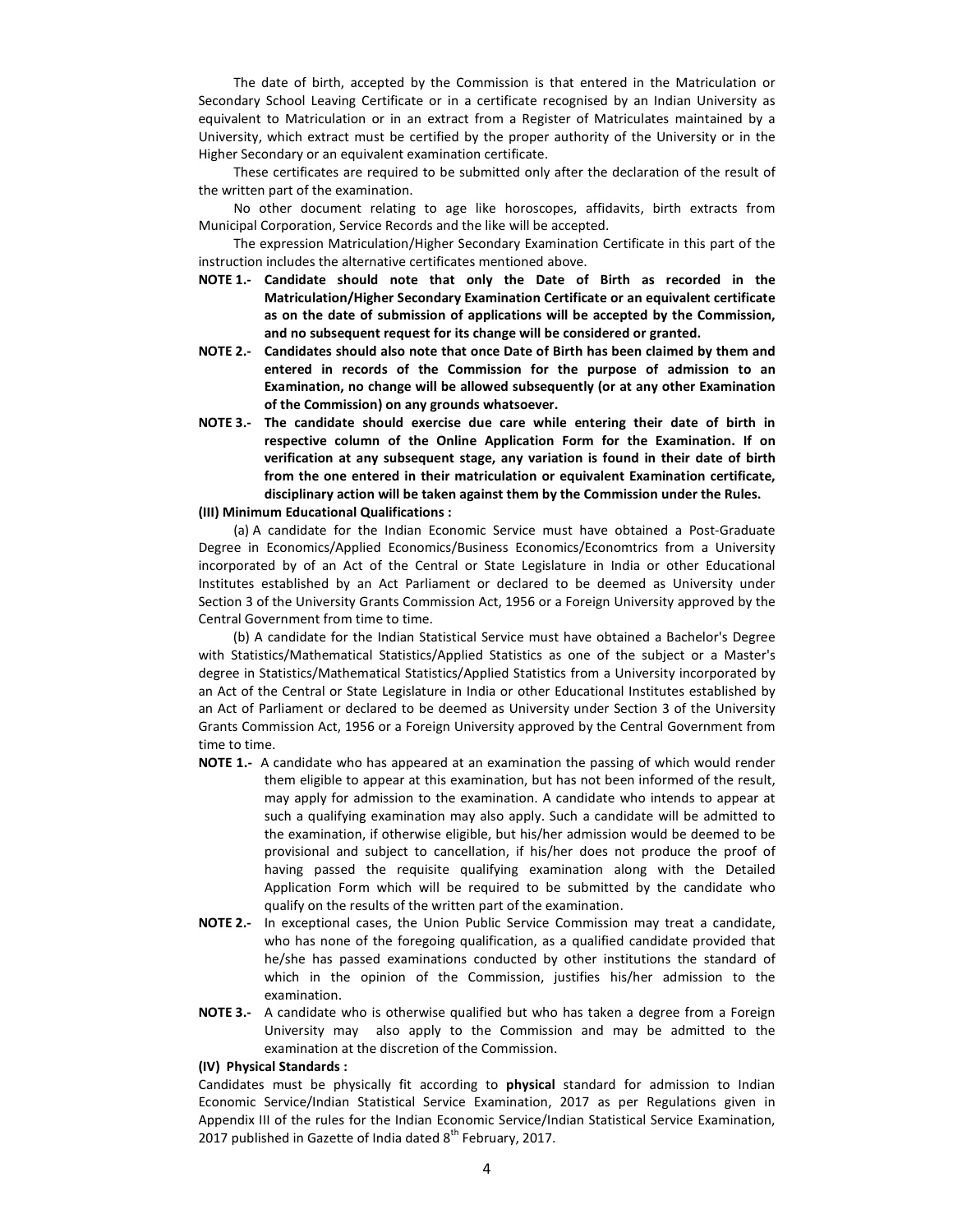The date of birth, accepted by the Commission is that entered in the Matriculation or Secondary School Leaving Certificate or in a certificate recognised by an Indian University as equivalent to Matriculation or in an extract from a Register of Matriculates maintained by a University, which extract must be certified by the proper authority of the University or in the Higher Secondary or an equivalent examination certificate.

These certificates are required to be submitted only after the declaration of the result of the written part of the examination.

No other document relating to age like horoscopes, affidavits, birth extracts from Municipal Corporation, Service Records and the like will be accepted.

The expression Matriculation/Higher Secondary Examination Certificate in this part of the instruction includes the alternative certificates mentioned above.

**NOTE 1.- Candidate should note that only the Date of Birth as recorded in the Matriculation/Higher Secondary Examination Certificate or an equivalent certificate as on the date of submission of applications will be accepted by the Commission, and no subsequent request for its change will be considered or granted.**

**NOTE 2.- Candidates should also note that once Date of Birth has been claimed by them and entered in records of the Commission for the purpose of admission to an Examination, no change will be allowed subsequently (or at any other Examination of the Commission) on any grounds whatsoever.**

**NOTE 3.- The candidate should exercise due care while entering their date of birth in respective column of the Online Application Form for the Examination. If on verification at any subsequent stage, any variation is found in their date of birth from the one entered in their matriculation or equivalent Examination certificate, disciplinary action will be taken against them by the Commission under the Rules.**

**(III) Minimum Educational Qualifications :**

(a) A candidate for the Indian Economic Service must have obtained a Post-Graduate Degree in Economics/Applied Economics/Business Economics/Economtrics from a University incorporated by of an Act of the Central or State Legislature in India or other Educational Institutes established by an Act Parliament or declared to be deemed as University under Section 3 of the University Grants Commission Act, 1956 or a Foreign University approved by the Central Government from time to time.

(b) A candidate for the Indian Statistical Service must have obtained a Bachelor's Degree with Statistics/Mathematical Statistics/Applied Statistics as one of the subject or a Master's degree in Statistics/Mathematical Statistics/Applied Statistics from a University incorporated by an Act of the Central or State Legislature in India or other Educational Institutes established by an Act of Parliament or declared to be deemed as University under Section 3 of the University Grants Commission Act, 1956 or a Foreign University approved by the Central Government from time to time.

**NOTE 1.-** A candidate who has appeared at an examination the passing of which would render them eligible to appear at this examination, but has not been informed of the result, may apply for admission to the examination. A candidate who intends to appear at such a qualifying examination may also apply. Such a candidate will be admitted to the examination, if otherwise eligible, but his/her admission would be deemed to be provisional and subject to cancellation, if his/her does not produce the proof of having passed the requisite qualifying examination along with the Detailed Application Form which will be required to be submitted by the candidate who qualify on the results of the written part of the examination.

**NOTE 2.-** In exceptional cases, the Union Public Service Commission may treat a candidate, who has none of the foregoing qualification, as a qualified candidate provided that he/she has passed examinations conducted by other institutions the standard of which in the opinion of the Commission, justifies his/her admission to the examination.

**NOTE 3.-** A candidate who is otherwise qualified but who has taken a degree from a Foreign University may also apply to the Commission and may be admitted to the examination at the discretion of the Commission.

**(IV) Physical Standards :**

Candidates must be physically fit according to **physical** standard for admission to Indian Economic Service/Indian Statistical Service Examination, 2017 as per Regulations given in Appendix III of the rules for the Indian Economic Service/Indian Statistical Service Examination, 2017 published in Gazette of India dated 8th February, 2017.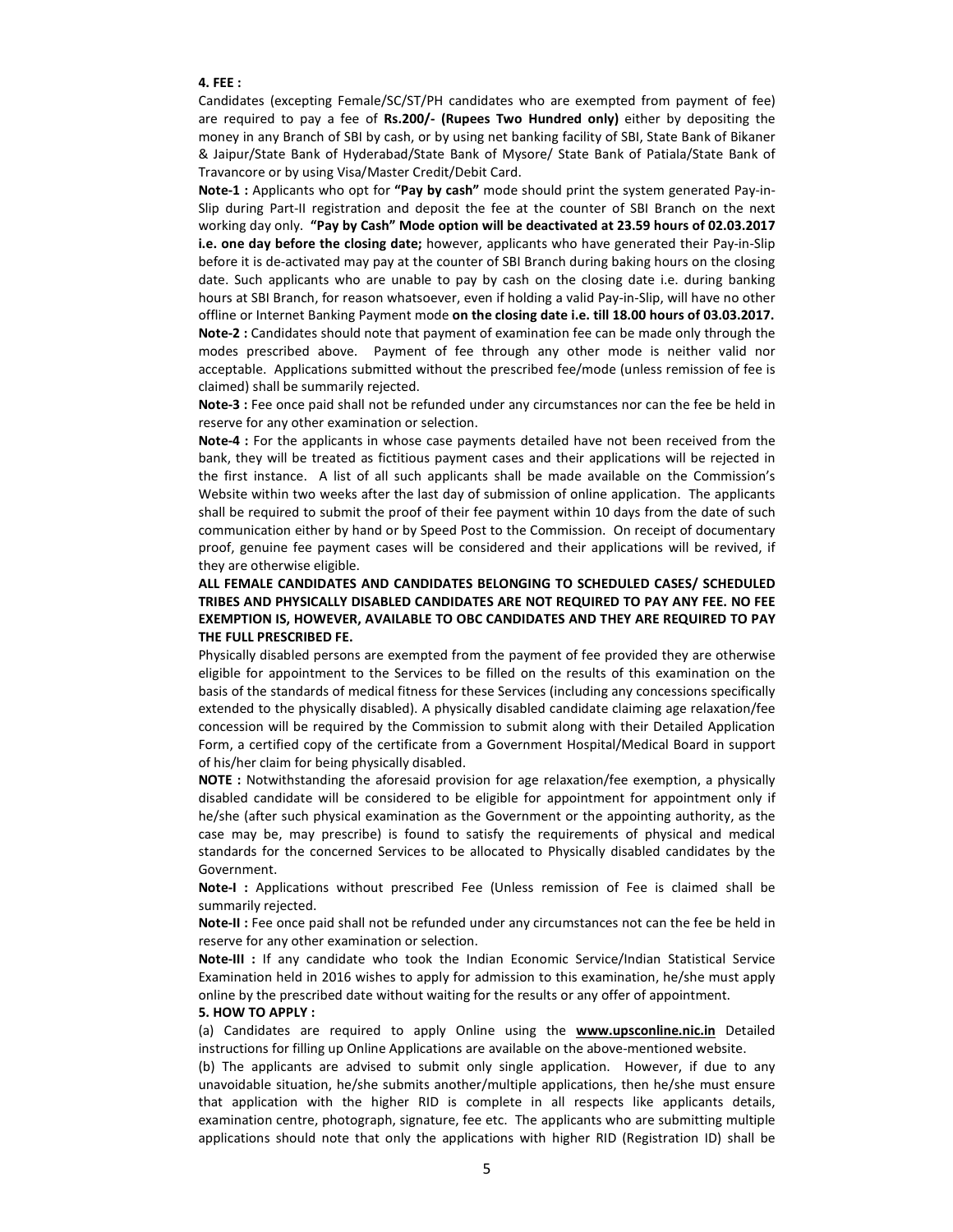**4. FEE :**

Candidates (excepting Female/SC/ST/PH candidates who are exempted from payment of fee) are required to pay a fee of **Rs.200/- (Rupees Two Hundred only)** either by depositing the money in any Branch of SBI by cash, or by using net banking facility of SBI, State Bank of Bikaner & Jaipur/State Bank of Hyderabad/State Bank of Mysore/ State Bank of Patiala/State Bank of Travancore or by using Visa/Master Credit/Debit Card.

**Note-1 :** Applicants who opt for **"Pay by cash"** mode should print the system generated Pay-in-Slip during Part-II registration and deposit the fee at the counter of SBI Branch on the next working day only. **"Pay by Cash" Mode option will be deactivated at 23.59 hours of 02.03.2017 i.e. one day before the closing date;** however, applicants who have generated their Pay-in-Slip before it is de-activated may pay at the counter of SBI Branch during baking hours on the closing date. Such applicants who are unable to pay by cash on the closing date i.e. during banking hours at SBI Branch, for reason whatsoever, even if holding a valid Pay-in-Slip, will have no other offline or Internet Banking Payment mode **on the closing date i.e. till 18.00 hours of 03.03.2017.**

**Note-2 :** Candidates should note that payment of examination fee can be made only through the modes prescribed above. Payment of fee through any other mode is neither valid nor acceptable. Applications submitted without the prescribed fee/mode (unless remission of fee is claimed) shall be summarily rejected.

**Note-3 :** Fee once paid shall not be refunded under any circumstances nor can the fee be held in reserve for any other examination or selection.

**Note-4 :** For the applicants in whose case payments detailed have not been received from the bank, they will be treated as fictitious payment cases and their applications will be rejected in the first instance. A list of all such applicants shall be made available on the Commission's Website within two weeks after the last day of submission of online application. The applicants shall be required to submit the proof of their fee payment within 10 days from the date of such communication either by hand or by Speed Post to the Commission. On receipt of documentary proof, genuine fee payment cases will be considered and their applications will be revived, if they are otherwise eligible.

**ALL FEMALE CANDIDATES AND CANDIDATES BELONGING TO SCHEDULED CASES/ SCHEDULED TRIBES AND PHYSICALLY DISABLED CANDIDATES ARE NOT REQUIRED TO PAY ANY FEE. NO FEE EXEMPTION IS, HOWEVER, AVAILABLE TO OBC CANDIDATES AND THEY ARE REQUIRED TO PAY THE FULL PRESCRIBED FE.**

Physically disabled persons are exempted from the payment of fee provided they are otherwise eligible for appointment to the Services to be filled on the results of this examination on the basis of the standards of medical fitness for these Services (including any concessions specifically extended to the physically disabled). A physically disabled candidate claiming age relaxation/fee concession will be required by the Commission to submit along with their Detailed Application Form, a certified copy of the certificate from a Government Hospital/Medical Board in support of his/her claim for being physically disabled.

**NOTE :** Notwithstanding the aforesaid provision for age relaxation/fee exemption, a physically disabled candidate will be considered to be eligible for appointment for appointment only if he/she (after such physical examination as the Government or the appointing authority, as the case may be, may prescribe) is found to satisfy the requirements of physical and medical standards for the concerned Services to be allocated to Physically disabled candidates by the Government.

**Note-I :** Applications without prescribed Fee (Unless remission of Fee is claimed shall be summarily rejected.

**Note-II :** Fee once paid shall not be refunded under any circumstances not can the fee be held in reserve for any other examination or selection.

**Note-III :** If any candidate who took the Indian Economic Service/Indian Statistical Service Examination held in 2016 wishes to apply for admission to this examination, he/she must apply online by the prescribed date without waiting for the results or any offer of appointment.

**5. HOW TO APPLY :**

(a) Candidates are required to apply Online using the **www.upsconline.nic.in** Detailed instructions for filling up Online Applications are available on the above-mentioned website.

(b) The applicants are advised to submit only single application. However, if due to any unavoidable situation, he/she submits another/multiple applications, then he/she must ensure that application with the higher RID is complete in all respects like applicants details, examination centre, photograph, signature, fee etc. The applicants who are submitting multiple applications should note that only the applications with higher RID (Registration ID) shall be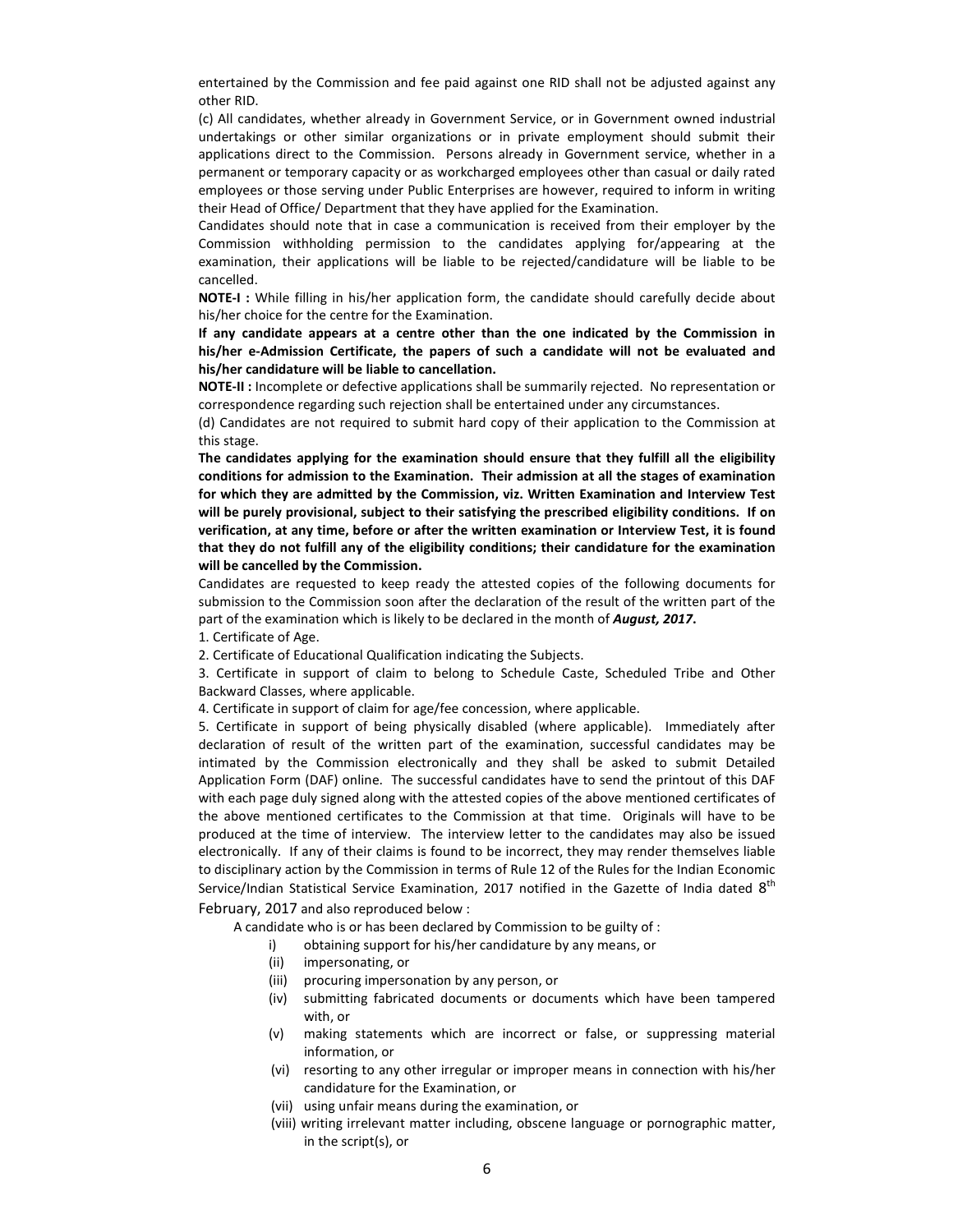entertained by the Commission and fee paid against one RID shall not be adjusted against any other RID.

(c) All candidates, whether already in Government Service, or in Government owned industrial undertakings or other similar organizations or in private employment should submit their applications direct to the Commission. Persons already in Government service, whether in a permanent or temporary capacity or as workcharged employees other than casual or daily rated employees or those serving under Public Enterprises are however, required to inform in writing their Head of Office/ Department that they have applied for the Examination.

Candidates should note that in case a communication is received from their employer by the Commission withholding permission to the candidates applying for/appearing at the examination, their applications will be liable to be rejected/candidature will be liable to be cancelled.

**NOTE-I :** While filling in his/her application form, the candidate should carefully decide about his/her choice for the centre for the Examination.

**If any candidate appears at a centre other than the one indicated by the Commission in his/her e-Admission Certificate, the papers of such a candidate will not be evaluated and his/her candidature will be liable to cancellation.**

**NOTE-II :** Incomplete or defective applications shall be summarily rejected. No representation or correspondence regarding such rejection shall be entertained under any circumstances.

(d) Candidates are not required to submit hard copy of their application to the Commission at this stage.

**The candidates applying for the examination should ensure that they fulfill all the eligibility conditions for admission to the Examination. Their admission at all the stages of examination for which they are admitted by the Commission, viz. Written Examination and Interview Test will be purely provisional, subject to their satisfying the prescribed eligibility conditions. If on verification, at any time, before or after the written examination or Interview Test, it is found that they do not fulfill any of the eligibility conditions; their candidature for the examination will be cancelled by the Commission.**

Candidates are requested to keep ready the attested copies of the following documents for submission to the Commission soon after the declaration of the result of the written part of the part of the examination which is likely to be declared in the month of ***August, 2017***.

1. Certificate of Age.
2. Certificate of Educational Qualification indicating the Subjects.
3. Certificate in support of claim to belong to Schedule Caste, Scheduled Tribe and Other Backward Classes, where applicable.
4. Certificate in support of claim for age/fee concession, where applicable.
5. Certificate in support of being physically disabled (where applicable). Immediately after declaration of result of the written part of the examination, successful candidates may be intimated by the Commission electronically and they shall be asked to submit Detailed Application Form (DAF) online. The successful candidates have to send the printout of this DAF with each page duly signed along with the attested copies of the above mentioned certificates of the above mentioned certificates to the Commission at that time. Originals will have to be produced at the time of interview. The interview letter to the candidates may also be issued electronically. If any of their claims is found to be incorrect, they may render themselves liable to disciplinary action by the Commission in terms of Rule 12 of the Rules for the Indian Economic Service/Indian Statistical Service Examination, 2017 notified in the Gazette of India dated 8th February, 2017 and also reproduced below :

A candidate who is or has been declared by Commission to be guilty of :

- i) obtaining support for his/her candidature by any means, or
- (ii) impersonating, or
- (iii) procuring impersonation by any person, or
- (iv) submitting fabricated documents or documents which have been tampered with, or
- (v) making statements which are incorrect or false, or suppressing material information, or
- (vi) resorting to any other irregular or improper means in connection with his/her candidature for the Examination, or
- (vii) using unfair means during the examination, or
- (viii) writing irrelevant matter including, obscene language or pornographic matter, in the script(s), or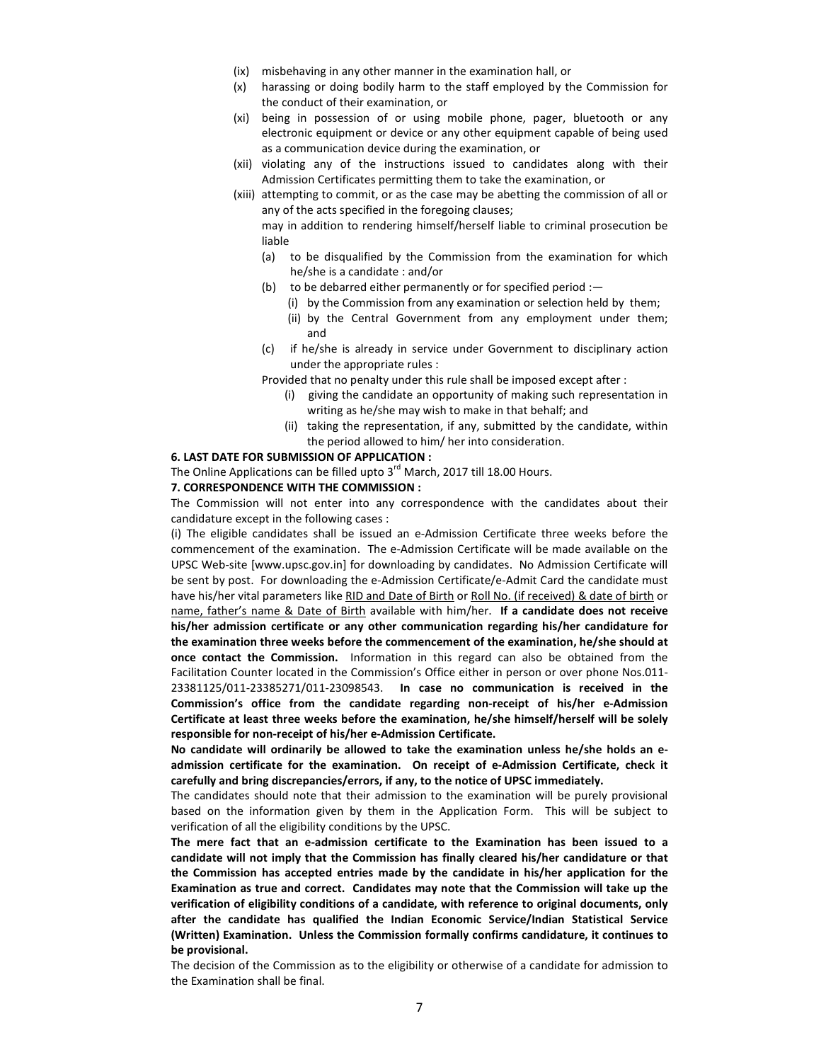(ix) misbehaving in any other manner in the examination hall, or

(x) harassing or doing bodily harm to the staff employed by the Commission for the conduct of their examination, or

(xi) being in possession of or using mobile phone, pager, bluetooth or any electronic equipment or device or any other equipment capable of being used as a communication device during the examination, or

(xii) violating any of the instructions issued to candidates along with their Admission Certificates permitting them to take the examination, or

(xiii) attempting to commit, or as the case may be abetting the commission of all or any of the acts specified in the foregoing clauses;

may in addition to rendering himself/herself liable to criminal prosecution be liable

(a) to be disqualified by the Commission from the examination for which he/she is a candidate : and/or

(b) to be debarred either permanently or for specified period :—

  (i) by the Commission from any examination or selection held by them;

  (ii) by the Central Government from any employment under them; and

(c) if he/she is already in service under Government to disciplinary action under the appropriate rules :

Provided that no penalty under this rule shall be imposed except after :

  (i) giving the candidate an opportunity of making such representation in writing as he/she may wish to make in that behalf; and

  (ii) taking the representation, if any, submitted by the candidate, within the period allowed to him/ her into consideration.

**6. LAST DATE FOR SUBMISSION OF APPLICATION :**

The Online Applications can be filled upto 3rd March, 2017 till 18.00 Hours.

**7. CORRESPONDENCE WITH THE COMMISSION :**

The Commission will not enter into any correspondence with the candidates about their candidature except in the following cases :

(i) The eligible candidates shall be issued an e-Admission Certificate three weeks before the commencement of the examination. The e-Admission Certificate will be made available on the UPSC Web-site [www.upsc.gov.in] for downloading by candidates. No Admission Certificate will be sent by post. For downloading the e-Admission Certificate/e-Admit Card the candidate must have his/her vital parameters like RID and Date of Birth or Roll No. (if received) & date of birth or name, father's name & Date of Birth available with him/her. **If a candidate does not receive his/her admission certificate or any other communication regarding his/her candidature for the examination three weeks before the commencement of the examination, he/she should at once contact the Commission.** Information in this regard can also be obtained from the Facilitation Counter located in the Commission's Office either in person or over phone Nos.011-23381125/011-23385271/011-23098543. **In case no communication is received in the Commission's office from the candidate regarding non-receipt of his/her e-Admission Certificate at least three weeks before the examination, he/she himself/herself will be solely responsible for non-receipt of his/her e-Admission Certificate.**

**No candidate will ordinarily be allowed to take the examination unless he/she holds an e-admission certificate for the examination. On receipt of e-Admission Certificate, check it carefully and bring discrepancies/errors, if any, to the notice of UPSC immediately.**

The candidates should note that their admission to the examination will be purely provisional based on the information given by them in the Application Form. This will be subject to verification of all the eligibility conditions by the UPSC.

**The mere fact that an e-admission certificate to the Examination has been issued to a candidate will not imply that the Commission has finally cleared his/her candidature or that the Commission has accepted entries made by the candidate in his/her application for the Examination as true and correct. Candidates may note that the Commission will take up the verification of eligibility conditions of a candidate, with reference to original documents, only after the candidate has qualified the Indian Economic Service/Indian Statistical Service (Written) Examination. Unless the Commission formally confirms candidature, it continues to be provisional.**

The decision of the Commission as to the eligibility or otherwise of a candidate for admission to the Examination shall be final.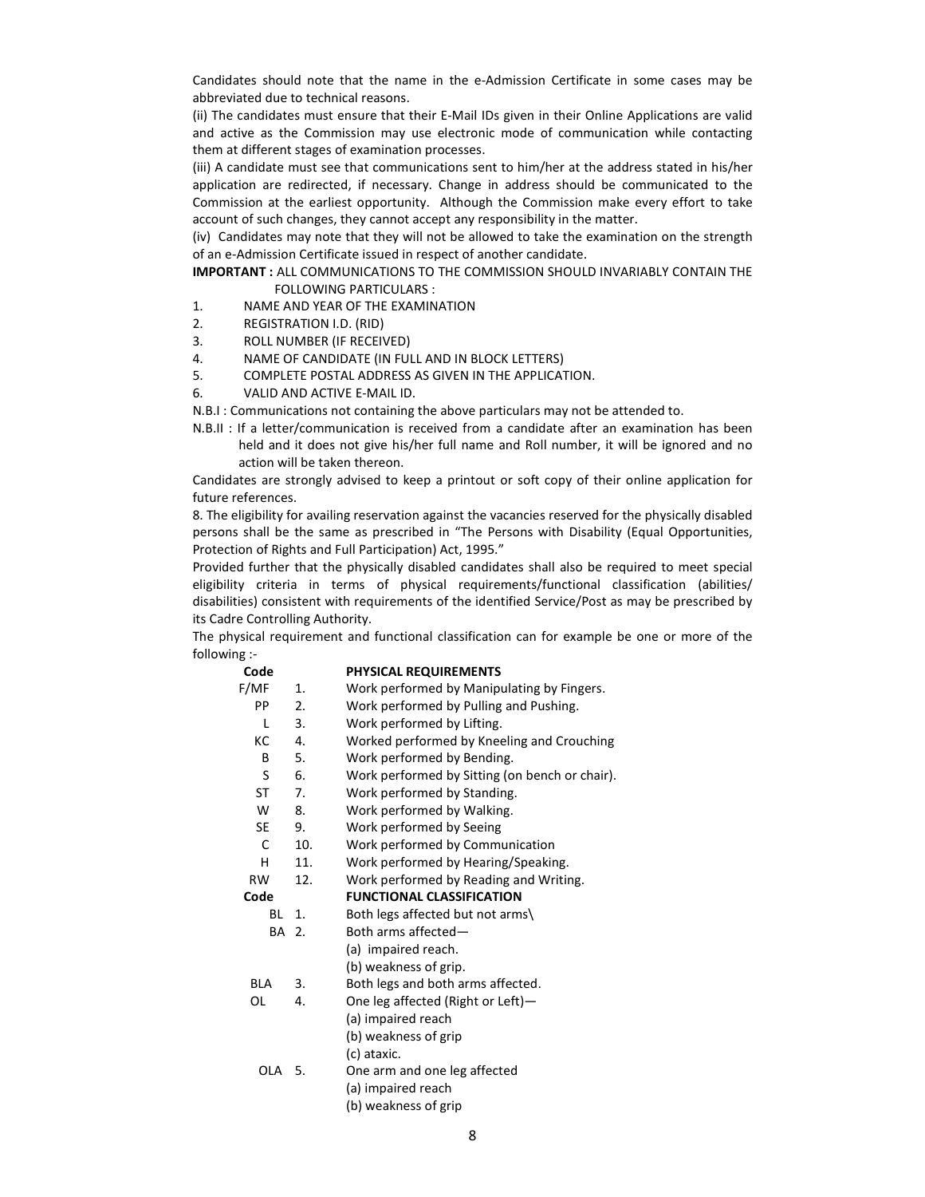Candidates should note that the name in the e-Admission Certificate in some cases may be abbreviated due to technical reasons.

(ii) The candidates must ensure that their E-Mail IDs given in their Online Applications are valid and active as the Commission may use electronic mode of communication while contacting them at different stages of examination processes.

(iii) A candidate must see that communications sent to him/her at the address stated in his/her application are redirected, if necessary. Change in address should be communicated to the Commission at the earliest opportunity. Although the Commission make every effort to take account of such changes, they cannot accept any responsibility in the matter.

(iv) Candidates may note that they will not be allowed to take the examination on the strength of an e-Admission Certificate issued in respect of another candidate.

**IMPORTANT :** ALL COMMUNICATIONS TO THE COMMISSION SHOULD INVARIABLY CONTAIN THE FOLLOWING PARTICULARS :

1. NAME AND YEAR OF THE EXAMINATION
2. REGISTRATION I.D. (RID)
3. ROLL NUMBER (IF RECEIVED)
4. NAME OF CANDIDATE (IN FULL AND IN BLOCK LETTERS)
5. COMPLETE POSTAL ADDRESS AS GIVEN IN THE APPLICATION.
6. VALID AND ACTIVE E-MAIL ID.

N.B.I : Communications not containing the above particulars may not be attended to.

N.B.II : If a letter/communication is received from a candidate after an examination has been held and it does not give his/her full name and Roll number, it will be ignored and no action will be taken thereon.

Candidates are strongly advised to keep a printout or soft copy of their online application for future references.

8. The eligibility for availing reservation against the vacancies reserved for the physically disabled persons shall be the same as prescribed in "The Persons with Disability (Equal Opportunities, Protection of Rights and Full Participation) Act, 1995."

Provided further that the physically disabled candidates shall also be required to meet special eligibility criteria in terms of physical requirements/functional classification (abilities/ disabilities) consistent with requirements of the identified Service/Post as may be prescribed by its Cadre Controlling Authority.

The physical requirement and functional classification can for example be one or more of the following :-

| Code | | PHYSICAL REQUIREMENTS |
|---|---|---|
| F/MF | 1. | Work performed by Manipulating by Fingers. |
| PP | 2. | Work performed by Pulling and Pushing. |
| L | 3. | Work performed by Lifting. |
| KC | 4. | Worked performed by Kneeling and Crouching |
| B | 5. | Work performed by Bending. |
| S | 6. | Work performed by Sitting (on bench or chair). |
| ST | 7. | Work performed by Standing. |
| W | 8. | Work performed by Walking. |
| SE | 9. | Work performed by Seeing |
| C | 10. | Work performed by Communication |
| H | 11. | Work performed by Hearing/Speaking. |
| RW | 12. | Work performed by Reading and Writing. |

| Code | | FUNCTIONAL CLASSIFICATION |
|---|---|---|
| BL | 1. | Both legs affected but not arms\ |
| BA | 2. | Both arms affected— (a) impaired reach. (b) weakness of grip. |
| BLA | 3. | Both legs and both arms affected. |
| OL | 4. | One leg affected (Right or Left)— (a) impaired reach (b) weakness of grip (c) ataxic. |
| OLA | 5. | One arm and one leg affected (a) impaired reach (b) weakness of grip |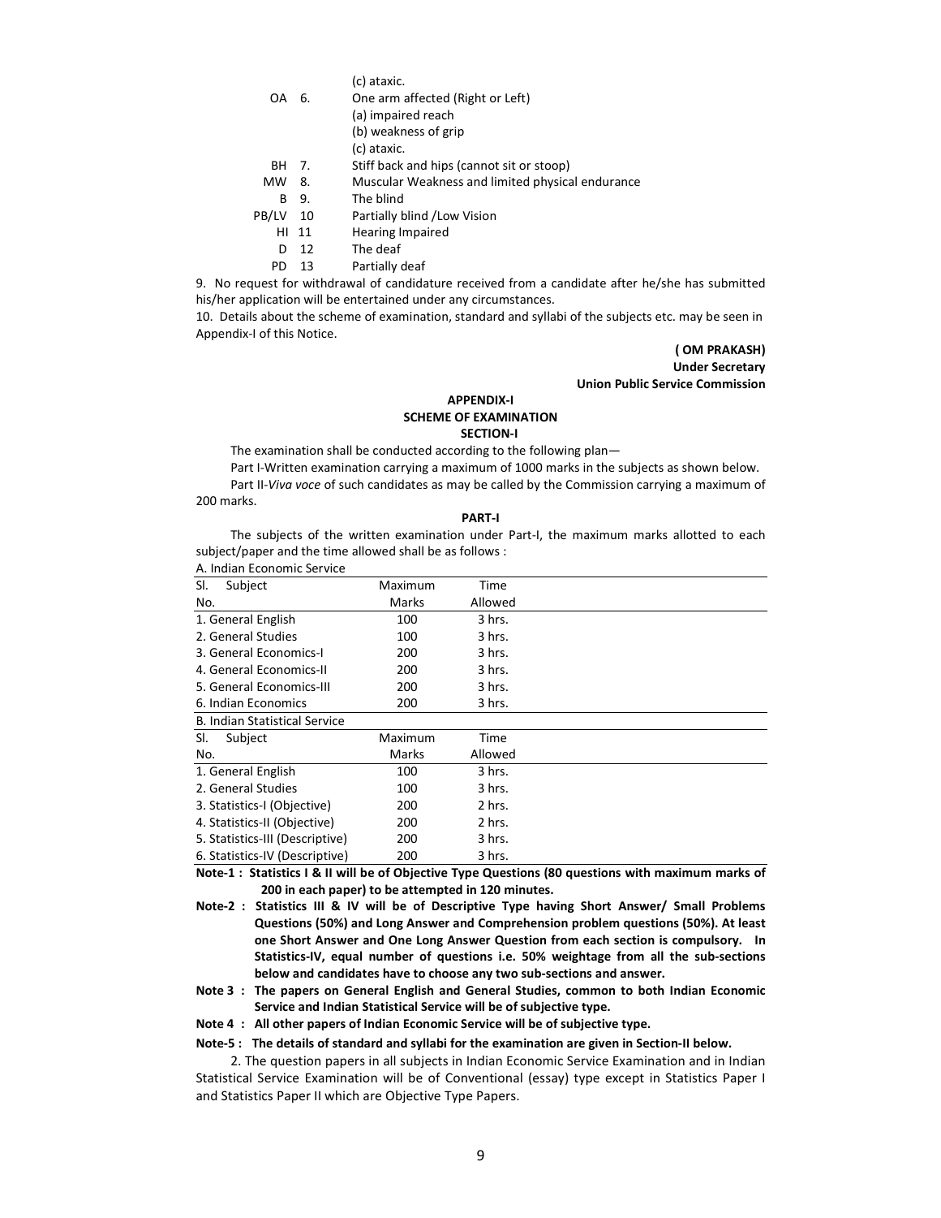(c) ataxic.

OA 6. One arm affected (Right or Left)

(a) impaired reach

(b) weakness of grip

(c) ataxic.

BH 7. Stiff back and hips (cannot sit or stoop)

MW 8. Muscular Weakness and limited physical endurance

B 9. The blind

PB/LV 10 Partially blind /Low Vision

HI 11 Hearing Impaired

D 12 The deaf

PD 13 Partially deaf

9. No request for withdrawal of candidature received from a candidate after he/she has submitted his/her application will be entertained under any circumstances.

10. Details about the scheme of examination, standard and syllabi of the subjects etc. may be seen in Appendix-I of this Notice.

**( OM PRAKASH)**
**Under Secretary**
**Union Public Service Commission**

## APPENDIX-I
## SCHEME OF EXAMINATION
## SECTION-I

The examination shall be conducted according to the following plan—

Part I-Written examination carrying a maximum of 1000 marks in the subjects as shown below.

Part II-*Viva voce* of such candidates as may be called by the Commission carrying a maximum of 200 marks.

**PART-I**

The subjects of the written examination under Part-I, the maximum marks allotted to each subject/paper and the time allowed shall be as follows :

A. Indian Economic Service

| Sl. No. Subject | Maximum Marks | Time Allowed |
|---|---|---|
| 1. General English | 100 | 3 hrs. |
| 2. General Studies | 100 | 3 hrs. |
| 3. General Economics-I | 200 | 3 hrs. |
| 4. General Economics-II | 200 | 3 hrs. |
| 5. General Economics-III | 200 | 3 hrs. |
| 6. Indian Economics | 200 | 3 hrs. |

B. Indian Statistical Service

| Sl. No. Subject | Maximum Marks | Time Allowed |
|---|---|---|
| 1. General English | 100 | 3 hrs. |
| 2. General Studies | 100 | 3 hrs. |
| 3. Statistics-I (Objective) | 200 | 2 hrs. |
| 4. Statistics-II (Objective) | 200 | 2 hrs. |
| 5. Statistics-III (Descriptive) | 200 | 3 hrs. |
| 6. Statistics-IV (Descriptive) | 200 | 3 hrs. |

**Note-1 : Statistics I & II will be of Objective Type Questions (80 questions with maximum marks of 200 in each paper) to be attempted in 120 minutes.**

**Note-2 : Statistics III & IV will be of Descriptive Type having Short Answer/ Small Problems Questions (50%) and Long Answer and Comprehension problem questions (50%). At least one Short Answer and One Long Answer Question from each section is compulsory. In Statistics-IV, equal number of questions i.e. 50% weightage from all the sub-sections below and candidates have to choose any two sub-sections and answer.**

**Note 3 : The papers on General English and General Studies, common to both Indian Economic Service and Indian Statistical Service will be of subjective type.**

**Note 4 : All other papers of Indian Economic Service will be of subjective type.**

**Note-5 : The details of standard and syllabi for the examination are given in Section-II below.**

2. The question papers in all subjects in Indian Economic Service Examination and in Indian Statistical Service Examination will be of Conventional (essay) type except in Statistics Paper I and Statistics Paper II which are Objective Type Papers.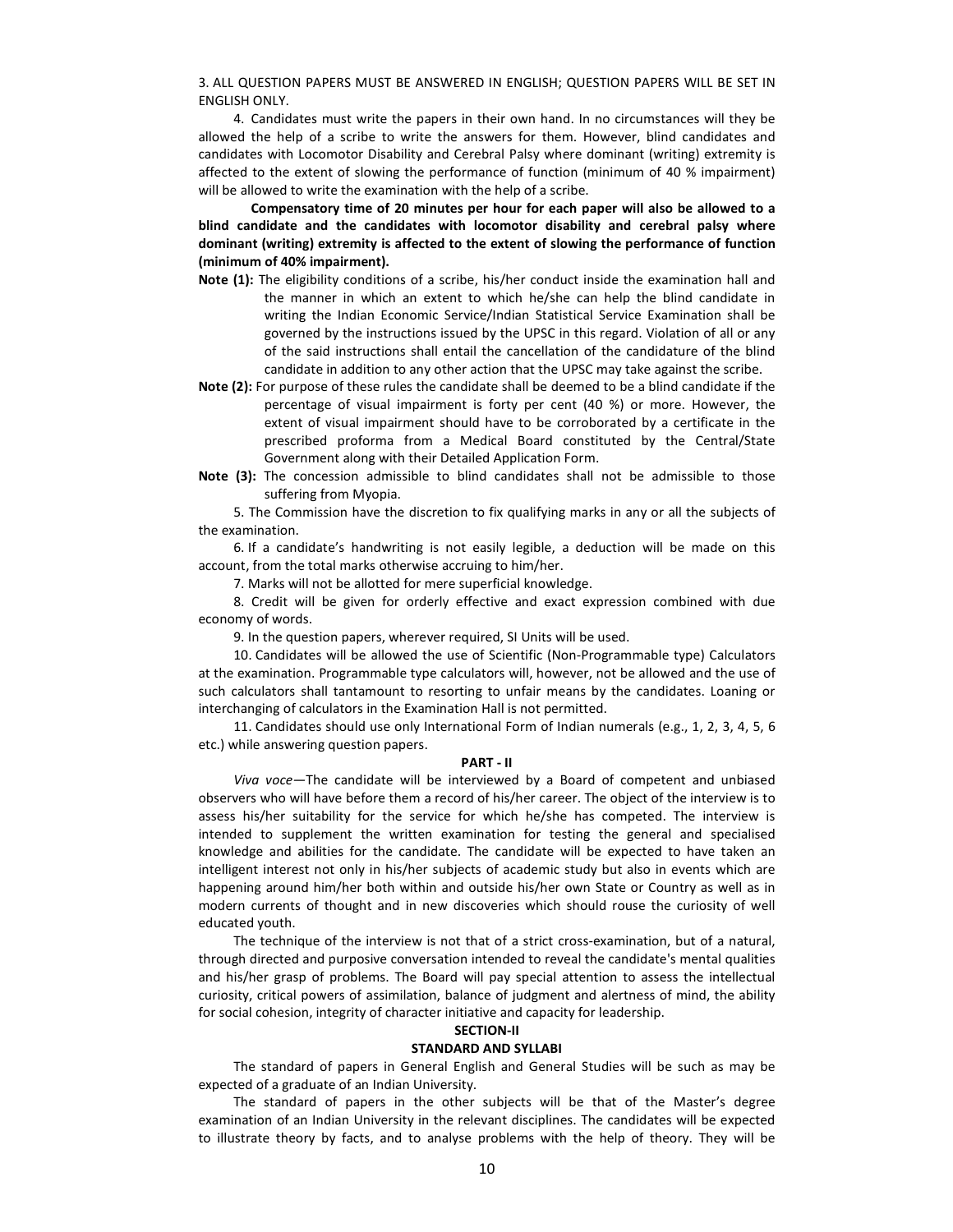3. ALL QUESTION PAPERS MUST BE ANSWERED IN ENGLISH; QUESTION PAPERS WILL BE SET IN ENGLISH ONLY.

4. Candidates must write the papers in their own hand. In no circumstances will they be allowed the help of a scribe to write the answers for them. However, blind candidates and candidates with Locomotor Disability and Cerebral Palsy where dominant (writing) extremity is affected to the extent of slowing the performance of function (minimum of 40 % impairment) will be allowed to write the examination with the help of a scribe.

**Compensatory time of 20 minutes per hour for each paper will also be allowed to a blind candidate and the candidates with locomotor disability and cerebral palsy where dominant (writing) extremity is affected to the extent of slowing the performance of function (minimum of 40% impairment).**

**Note (1):** The eligibility conditions of a scribe, his/her conduct inside the examination hall and the manner in which an extent to which he/she can help the blind candidate in writing the Indian Economic Service/Indian Statistical Service Examination shall be governed by the instructions issued by the UPSC in this regard. Violation of all or any of the said instructions shall entail the cancellation of the candidature of the blind candidate in addition to any other action that the UPSC may take against the scribe.

**Note (2):** For purpose of these rules the candidate shall be deemed to be a blind candidate if the percentage of visual impairment is forty per cent (40 %) or more. However, the extent of visual impairment should have to be corroborated by a certificate in the prescribed proforma from a Medical Board constituted by the Central/State Government along with their Detailed Application Form.

**Note (3):** The concession admissible to blind candidates shall not be admissible to those suffering from Myopia.

5. The Commission have the discretion to fix qualifying marks in any or all the subjects of the examination.

6. If a candidate's handwriting is not easily legible, a deduction will be made on this account, from the total marks otherwise accruing to him/her.

7. Marks will not be allotted for mere superficial knowledge.

8. Credit will be given for orderly effective and exact expression combined with due economy of words.

9. In the question papers, wherever required, SI Units will be used.

10. Candidates will be allowed the use of Scientific (Non-Programmable type) Calculators at the examination. Programmable type calculators will, however, not be allowed and the use of such calculators shall tantamount to resorting to unfair means by the candidates. Loaning or interchanging of calculators in the Examination Hall is not permitted.

11. Candidates should use only International Form of Indian numerals (e.g., 1, 2, 3, 4, 5, 6 etc.) while answering question papers.

**PART - II**

*Viva voce*—The candidate will be interviewed by a Board of competent and unbiased observers who will have before them a record of his/her career. The object of the interview is to assess his/her suitability for the service for which he/she has competed. The interview is intended to supplement the written examination for testing the general and specialised knowledge and abilities for the candidate. The candidate will be expected to have taken an intelligent interest not only in his/her subjects of academic study but also in events which are happening around him/her both within and outside his/her own State or Country as well as in modern currents of thought and in new discoveries which should rouse the curiosity of well educated youth.

The technique of the interview is not that of a strict cross-examination, but of a natural, through directed and purposive conversation intended to reveal the candidate's mental qualities and his/her grasp of problems. The Board will pay special attention to assess the intellectual curiosity, critical powers of assimilation, balance of judgment and alertness of mind, the ability for social cohesion, integrity of character initiative and capacity for leadership.

**SECTION-II**

**STANDARD AND SYLLABI**

The standard of papers in General English and General Studies will be such as may be expected of a graduate of an Indian University.

The standard of papers in the other subjects will be that of the Master's degree examination of an Indian University in the relevant disciplines. The candidates will be expected to illustrate theory by facts, and to analyse problems with the help of theory. They will be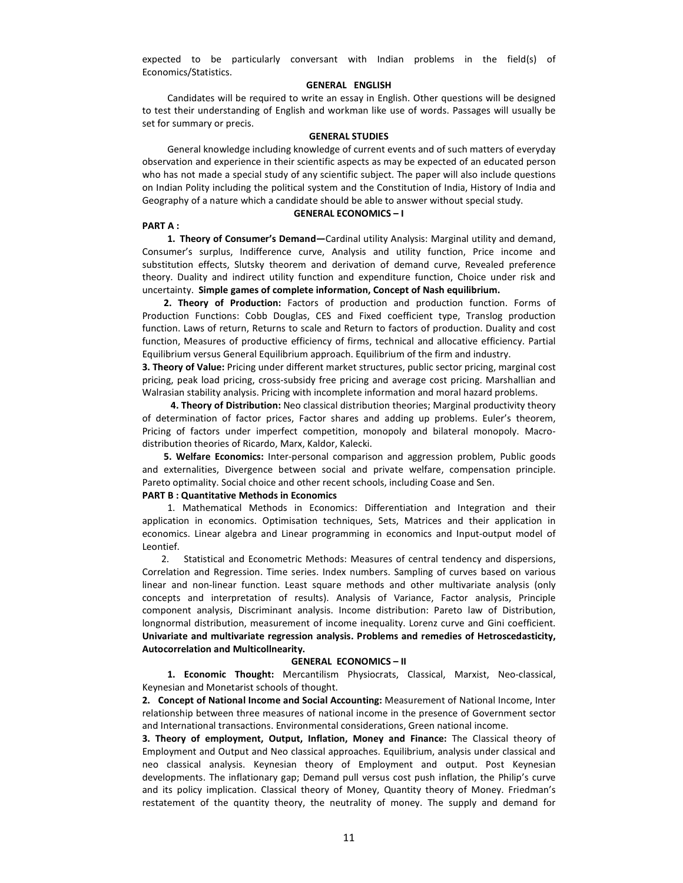expected to be particularly conversant with Indian problems in the field(s) of Economics/Statistics.

## GENERAL ENGLISH

Candidates will be required to write an essay in English. Other questions will be designed to test their understanding of English and workman like use of words. Passages will usually be set for summary or precis.

## GENERAL STUDIES

General knowledge including knowledge of current events and of such matters of everyday observation and experience in their scientific aspects as may be expected of an educated person who has not made a special study of any scientific subject. The paper will also include questions on Indian Polity including the political system and the Constitution of India, History of India and Geography of a nature which a candidate should be able to answer without special study.

## GENERAL ECONOMICS – I

**PART A :**

**1. Theory of Consumer's Demand—**Cardinal utility Analysis: Marginal utility and demand, Consumer's surplus, Indifference curve, Analysis and utility function, Price income and substitution effects, Slutsky theorem and derivation of demand curve, Revealed preference theory. Duality and indirect utility function and expenditure function, Choice under risk and uncertainty. **Simple games of complete information, Concept of Nash equilibrium.**

**2. Theory of Production:** Factors of production and production function. Forms of Production Functions: Cobb Douglas, CES and Fixed coefficient type, Translog production function. Laws of return, Returns to scale and Return to factors of production. Duality and cost function, Measures of productive efficiency of firms, technical and allocative efficiency. Partial Equilibrium versus General Equilibrium approach. Equilibrium of the firm and industry.

**3. Theory of Value:** Pricing under different market structures, public sector pricing, marginal cost pricing, peak load pricing, cross-subsidy free pricing and average cost pricing. Marshallian and Walrasian stability analysis. Pricing with incomplete information and moral hazard problems.

**4. Theory of Distribution:** Neo classical distribution theories; Marginal productivity theory of determination of factor prices, Factor shares and adding up problems. Euler's theorem, Pricing of factors under imperfect competition, monopoly and bilateral monopoly. Macro-distribution theories of Ricardo, Marx, Kaldor, Kalecki.

**5. Welfare Economics:** Inter-personal comparison and aggression problem, Public goods and externalities, Divergence between social and private welfare, compensation principle. Pareto optimality. Social choice and other recent schools, including Coase and Sen.

**PART B : Quantitative Methods in Economics**

1. Mathematical Methods in Economics: Differentiation and Integration and their application in economics. Optimisation techniques, Sets, Matrices and their application in economics. Linear algebra and Linear programming in economics and Input-output model of Leontief.

2. Statistical and Econometric Methods: Measures of central tendency and dispersions, Correlation and Regression. Time series. Index numbers. Sampling of curves based on various linear and non-linear function. Least square methods and other multivariate analysis (only concepts and interpretation of results). Analysis of Variance, Factor analysis, Principle component analysis, Discriminant analysis. Income distribution: Pareto law of Distribution, longnormal distribution, measurement of income inequality. Lorenz curve and Gini coefficient. **Univariate and multivariate regression analysis. Problems and remedies of Hetroscedasticity, Autocorrelation and Multicollnearity.**

## GENERAL ECONOMICS – II

**1. Economic Thought:** Mercantilism Physiocrats, Classical, Marxist, Neo-classical, Keynesian and Monetarist schools of thought.

**2. Concept of National Income and Social Accounting:** Measurement of National Income, Inter relationship between three measures of national income in the presence of Government sector and International transactions. Environmental considerations, Green national income.

**3. Theory of employment, Output, Inflation, Money and Finance:** The Classical theory of Employment and Output and Neo classical approaches. Equilibrium, analysis under classical and neo classical analysis. Keynesian theory of Employment and output. Post Keynesian developments. The inflationary gap; Demand pull versus cost push inflation, the Philip's curve and its policy implication. Classical theory of Money, Quantity theory of Money. Friedman's restatement of the quantity theory, the neutrality of money. The supply and demand for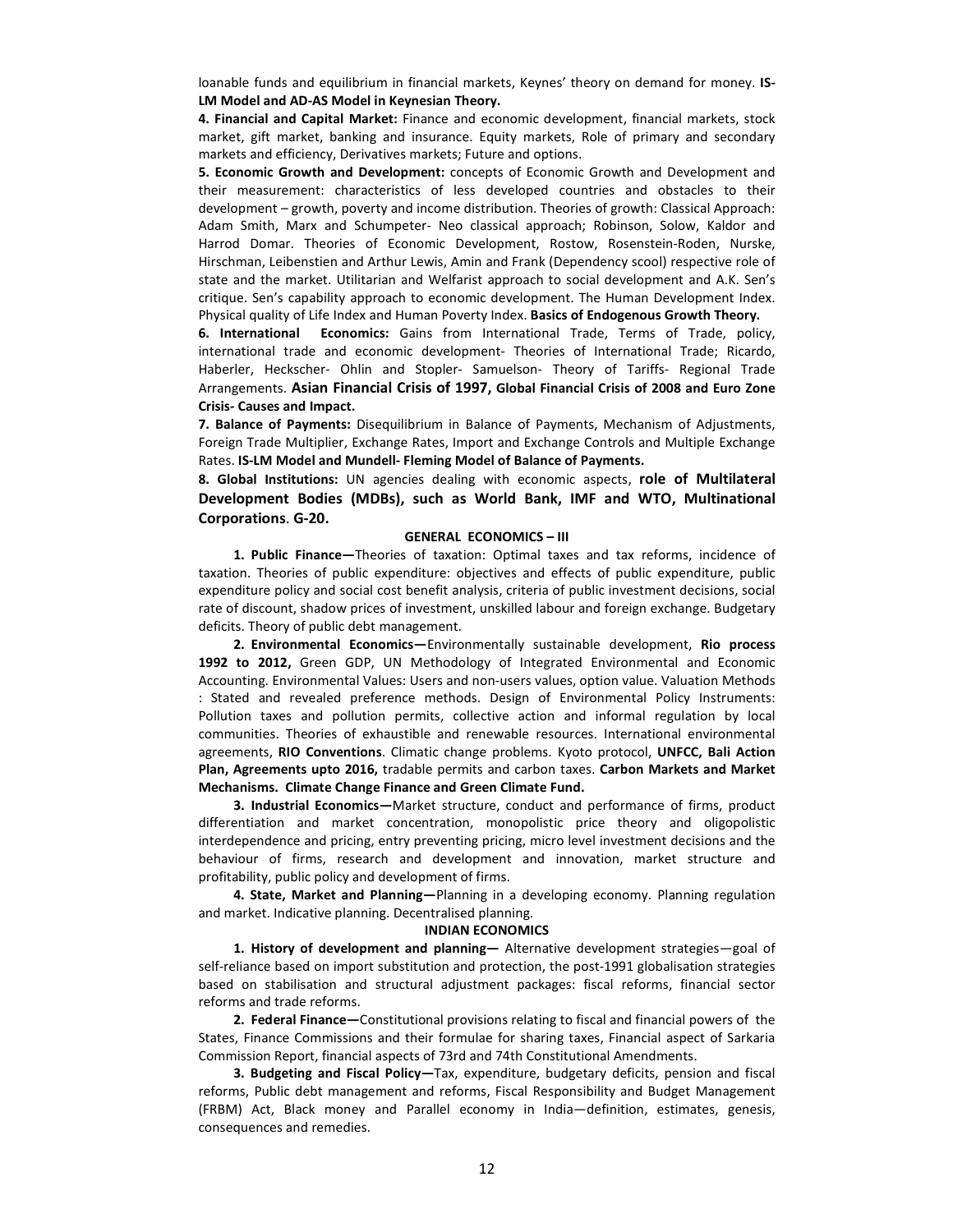loanable funds and equilibrium in financial markets, Keynes' theory on demand for money. **IS-LM Model and AD-AS Model in Keynesian Theory.**

**4. Financial and Capital Market:** Finance and economic development, financial markets, stock market, gift market, banking and insurance. Equity markets, Role of primary and secondary markets and efficiency, Derivatives markets; Future and options.

**5. Economic Growth and Development:** concepts of Economic Growth and Development and their measurement: characteristics of less developed countries and obstacles to their development – growth, poverty and income distribution. Theories of growth: Classical Approach: Adam Smith, Marx and Schumpeter- Neo classical approach; Robinson, Solow, Kaldor and Harrod Domar. Theories of Economic Development, Rostow, Rosenstein-Roden, Nurske, Hirschman, Leibenstien and Arthur Lewis, Amin and Frank (Dependency scool) respective role of state and the market. Utilitarian and Welfarist approach to social development and A.K. Sen's critique. Sen's capability approach to economic development. The Human Development Index. Physical quality of Life Index and Human Poverty Index. **Basics of Endogenous Growth Theory.**

**6. International Economics:** Gains from International Trade, Terms of Trade, policy, international trade and economic development- Theories of International Trade; Ricardo, Haberler, Heckscher- Ohlin and Stopler- Samuelson- Theory of Tariffs- Regional Trade Arrangements. **Asian Financial Crisis of 1997, Global Financial Crisis of 2008 and Euro Zone Crisis- Causes and Impact.**

**7. Balance of Payments:** Disequilibrium in Balance of Payments, Mechanism of Adjustments, Foreign Trade Multiplier, Exchange Rates, Import and Exchange Controls and Multiple Exchange Rates. **IS-LM Model and Mundell- Fleming Model of Balance of Payments.**

**8. Global Institutions:** UN agencies dealing with economic aspects, **role of Multilateral Development Bodies (MDBs), such as World Bank, IMF and WTO, Multinational Corporations**. **G-20.**

## GENERAL ECONOMICS – III

**1. Public Finance—**Theories of taxation: Optimal taxes and tax reforms, incidence of taxation. Theories of public expenditure: objectives and effects of public expenditure, public expenditure policy and social cost benefit analysis, criteria of public investment decisions, social rate of discount, shadow prices of investment, unskilled labour and foreign exchange. Budgetary deficits. Theory of public debt management.

**2. Environmental Economics—**Environmentally sustainable development, **Rio process 1992 to 2012,** Green GDP, UN Methodology of Integrated Environmental and Economic Accounting. Environmental Values: Users and non-users values, option value. Valuation Methods : Stated and revealed preference methods. Design of Environmental Policy Instruments: Pollution taxes and pollution permits, collective action and informal regulation by local communities. Theories of exhaustible and renewable resources. International environmental agreements, **RIO Conventions**. Climatic change problems. Kyoto protocol, **UNFCC, Bali Action Plan, Agreements upto 2016,** tradable permits and carbon taxes. **Carbon Markets and Market Mechanisms. Climate Change Finance and Green Climate Fund.**

**3. Industrial Economics—**Market structure, conduct and performance of firms, product differentiation and market concentration, monopolistic price theory and oligopolistic interdependence and pricing, entry preventing pricing, micro level investment decisions and the behaviour of firms, research and development and innovation, market structure and profitability, public policy and development of firms.

**4. State, Market and Planning—**Planning in a developing economy. Planning regulation and market. Indicative planning. Decentralised planning.

## INDIAN ECONOMICS

**1. History of development and planning—** Alternative development strategies—goal of self-reliance based on import substitution and protection, the post-1991 globalisation strategies based on stabilisation and structural adjustment packages: fiscal reforms, financial sector reforms and trade reforms.

**2. Federal Finance—**Constitutional provisions relating to fiscal and financial powers of the States, Finance Commissions and their formulae for sharing taxes, Financial aspect of Sarkaria Commission Report, financial aspects of 73rd and 74th Constitutional Amendments.

**3. Budgeting and Fiscal Policy—**Tax, expenditure, budgetary deficits, pension and fiscal reforms, Public debt management and reforms, Fiscal Responsibility and Budget Management (FRBM) Act, Black money and Parallel economy in India—definition, estimates, genesis, consequences and remedies.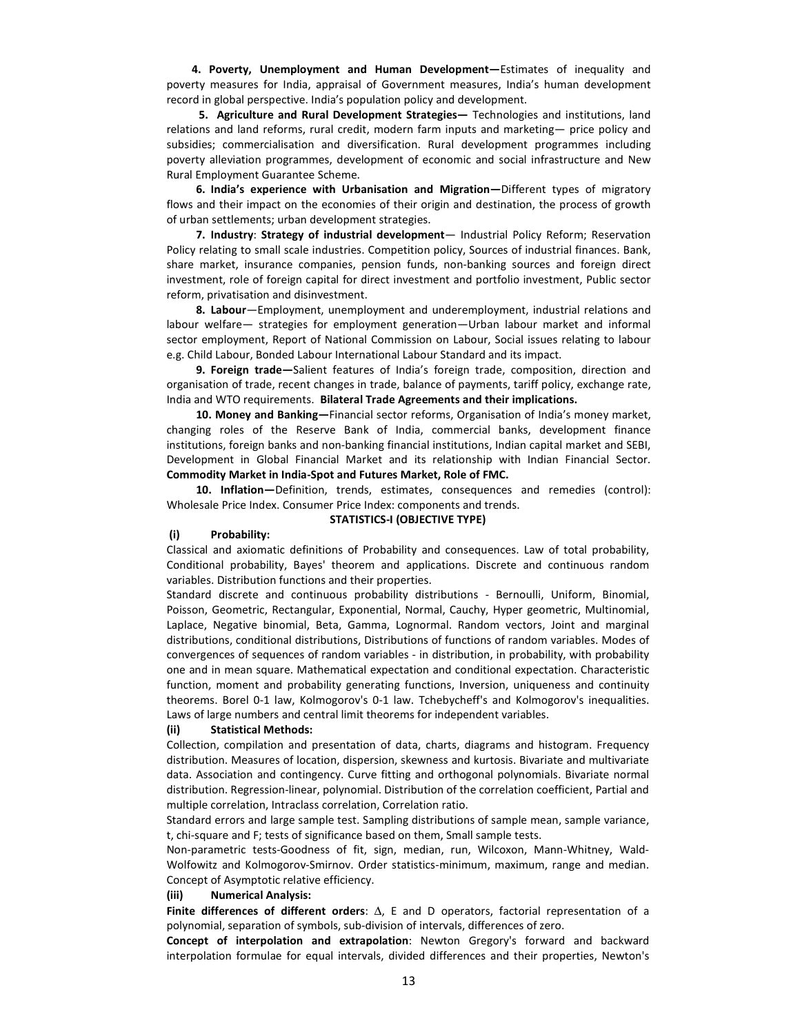**4. Poverty, Unemployment and Human Development—**Estimates of inequality and poverty measures for India, appraisal of Government measures, India's human development record in global perspective. India's population policy and development.

**5. Agriculture and Rural Development Strategies—** Technologies and institutions, land relations and land reforms, rural credit, modern farm inputs and marketing— price policy and subsidies; commercialisation and diversification. Rural development programmes including poverty alleviation programmes, development of economic and social infrastructure and New Rural Employment Guarantee Scheme.

**6. India's experience with Urbanisation and Migration—**Different types of migratory flows and their impact on the economies of their origin and destination, the process of growth of urban settlements; urban development strategies.

**7. Industry**: **Strategy of industrial development**— Industrial Policy Reform; Reservation Policy relating to small scale industries. Competition policy, Sources of industrial finances. Bank, share market, insurance companies, pension funds, non-banking sources and foreign direct investment, role of foreign capital for direct investment and portfolio investment, Public sector reform, privatisation and disinvestment.

**8. Labour**—Employment, unemployment and underemployment, industrial relations and labour welfare— strategies for employment generation—Urban labour market and informal sector employment, Report of National Commission on Labour, Social issues relating to labour e.g. Child Labour, Bonded Labour International Labour Standard and its impact.

**9. Foreign trade—**Salient features of India's foreign trade, composition, direction and organisation of trade, recent changes in trade, balance of payments, tariff policy, exchange rate, India and WTO requirements. **Bilateral Trade Agreements and their implications.**

**10. Money and Banking—**Financial sector reforms, Organisation of India's money market, changing roles of the Reserve Bank of India, commercial banks, development finance institutions, foreign banks and non-banking financial institutions, Indian capital market and SEBI, Development in Global Financial Market and its relationship with Indian Financial Sector. **Commodity Market in India-Spot and Futures Market, Role of FMC.**

**10. Inflation—**Definition, trends, estimates, consequences and remedies (control): Wholesale Price Index. Consumer Price Index: components and trends.

**STATISTICS-I (OBJECTIVE TYPE)**

**(i) Probability:**

Classical and axiomatic definitions of Probability and consequences. Law of total probability, Conditional probability, Bayes' theorem and applications. Discrete and continuous random variables. Distribution functions and their properties.

Standard discrete and continuous probability distributions - Bernoulli, Uniform, Binomial, Poisson, Geometric, Rectangular, Exponential, Normal, Cauchy, Hyper geometric, Multinomial, Laplace, Negative binomial, Beta, Gamma, Lognormal. Random vectors, Joint and marginal distributions, conditional distributions, Distributions of functions of random variables. Modes of convergences of sequences of random variables - in distribution, in probability, with probability one and in mean square. Mathematical expectation and conditional expectation. Characteristic function, moment and probability generating functions, Inversion, uniqueness and continuity theorems. Borel 0-1 law, Kolmogorov's 0-1 law. Tchebycheff's and Kolmogorov's inequalities. Laws of large numbers and central limit theorems for independent variables.

**(ii) Statistical Methods:**

Collection, compilation and presentation of data, charts, diagrams and histogram. Frequency distribution. Measures of location, dispersion, skewness and kurtosis. Bivariate and multivariate data. Association and contingency. Curve fitting and orthogonal polynomials. Bivariate normal distribution. Regression-linear, polynomial. Distribution of the correlation coefficient, Partial and multiple correlation, Intraclass correlation, Correlation ratio.

Standard errors and large sample test. Sampling distributions of sample mean, sample variance, t, chi-square and F; tests of significance based on them, Small sample tests.

Non-parametric tests-Goodness of fit, sign, median, run, Wilcoxon, Mann-Whitney, Wald-Wolfowitz and Kolmogorov-Smirnov. Order statistics-minimum, maximum, range and median. Concept of Asymptotic relative efficiency.

**(iii) Numerical Analysis:**

**Finite differences of different orders**: $\Delta$, E and D operators, factorial representation of a polynomial, separation of symbols, sub-division of intervals, differences of zero.

**Concept of interpolation and extrapolation**: Newton Gregory's forward and backward interpolation formulae for equal intervals, divided differences and their properties, Newton's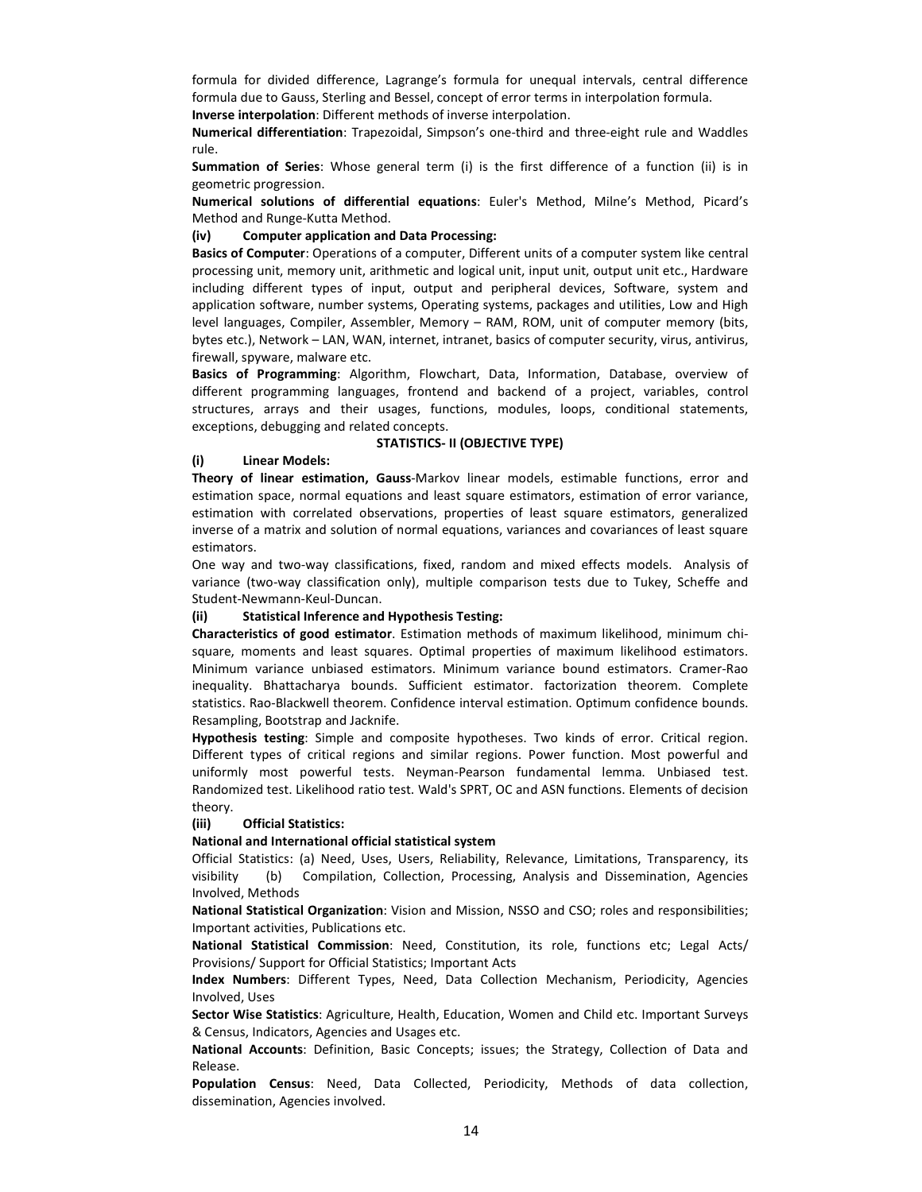formula for divided difference, Lagrange's formula for unequal intervals, central difference formula due to Gauss, Sterling and Bessel, concept of error terms in interpolation formula.

**Inverse interpolation**: Different methods of inverse interpolation.

**Numerical differentiation**: Trapezoidal, Simpson's one-third and three-eight rule and Waddles rule.

**Summation of Series**: Whose general term (i) is the first difference of a function (ii) is in geometric progression.

**Numerical solutions of differential equations**: Euler's Method, Milne's Method, Picard's Method and Runge-Kutta Method.

**(iv) Computer application and Data Processing:**

**Basics of Computer**: Operations of a computer, Different units of a computer system like central processing unit, memory unit, arithmetic and logical unit, input unit, output unit etc., Hardware including different types of input, output and peripheral devices, Software, system and application software, number systems, Operating systems, packages and utilities, Low and High level languages, Compiler, Assembler, Memory – RAM, ROM, unit of computer memory (bits, bytes etc.), Network – LAN, WAN, internet, intranet, basics of computer security, virus, antivirus, firewall, spyware, malware etc.

**Basics of Programming**: Algorithm, Flowchart, Data, Information, Database, overview of different programming languages, frontend and backend of a project, variables, control structures, arrays and their usages, functions, modules, loops, conditional statements, exceptions, debugging and related concepts.

**STATISTICS- II (OBJECTIVE TYPE)**

**(i) Linear Models:**

**Theory of linear estimation, Gauss**-Markov linear models, estimable functions, error and estimation space, normal equations and least square estimators, estimation of error variance, estimation with correlated observations, properties of least square estimators, generalized inverse of a matrix and solution of normal equations, variances and covariances of least square estimators.

One way and two-way classifications, fixed, random and mixed effects models. Analysis of variance (two-way classification only), multiple comparison tests due to Tukey, Scheffe and Student-Newmann-Keul-Duncan.

**(ii) Statistical Inference and Hypothesis Testing:**

**Characteristics of good estimator**. Estimation methods of maximum likelihood, minimum chi-square, moments and least squares. Optimal properties of maximum likelihood estimators. Minimum variance unbiased estimators. Minimum variance bound estimators. Cramer-Rao inequality. Bhattacharya bounds. Sufficient estimator. factorization theorem. Complete statistics. Rao-Blackwell theorem. Confidence interval estimation. Optimum confidence bounds. Resampling, Bootstrap and Jacknife.

**Hypothesis testing**: Simple and composite hypotheses. Two kinds of error. Critical region. Different types of critical regions and similar regions. Power function. Most powerful and uniformly most powerful tests. Neyman-Pearson fundamental lemma. Unbiased test. Randomized test. Likelihood ratio test. Wald's SPRT, OC and ASN functions. Elements of decision theory.

**(iii) Official Statistics:**

**National and International official statistical system**

Official Statistics: (a) Need, Uses, Users, Reliability, Relevance, Limitations, Transparency, its visibility (b) Compilation, Collection, Processing, Analysis and Dissemination, Agencies Involved, Methods

**National Statistical Organization**: Vision and Mission, NSSO and CSO; roles and responsibilities; Important activities, Publications etc.

**National Statistical Commission**: Need, Constitution, its role, functions etc; Legal Acts/ Provisions/ Support for Official Statistics; Important Acts

**Index Numbers**: Different Types, Need, Data Collection Mechanism, Periodicity, Agencies Involved, Uses

**Sector Wise Statistics**: Agriculture, Health, Education, Women and Child etc. Important Surveys & Census, Indicators, Agencies and Usages etc.

**National Accounts**: Definition, Basic Concepts; issues; the Strategy, Collection of Data and Release.

**Population Census**: Need, Data Collected, Periodicity, Methods of data collection, dissemination, Agencies involved.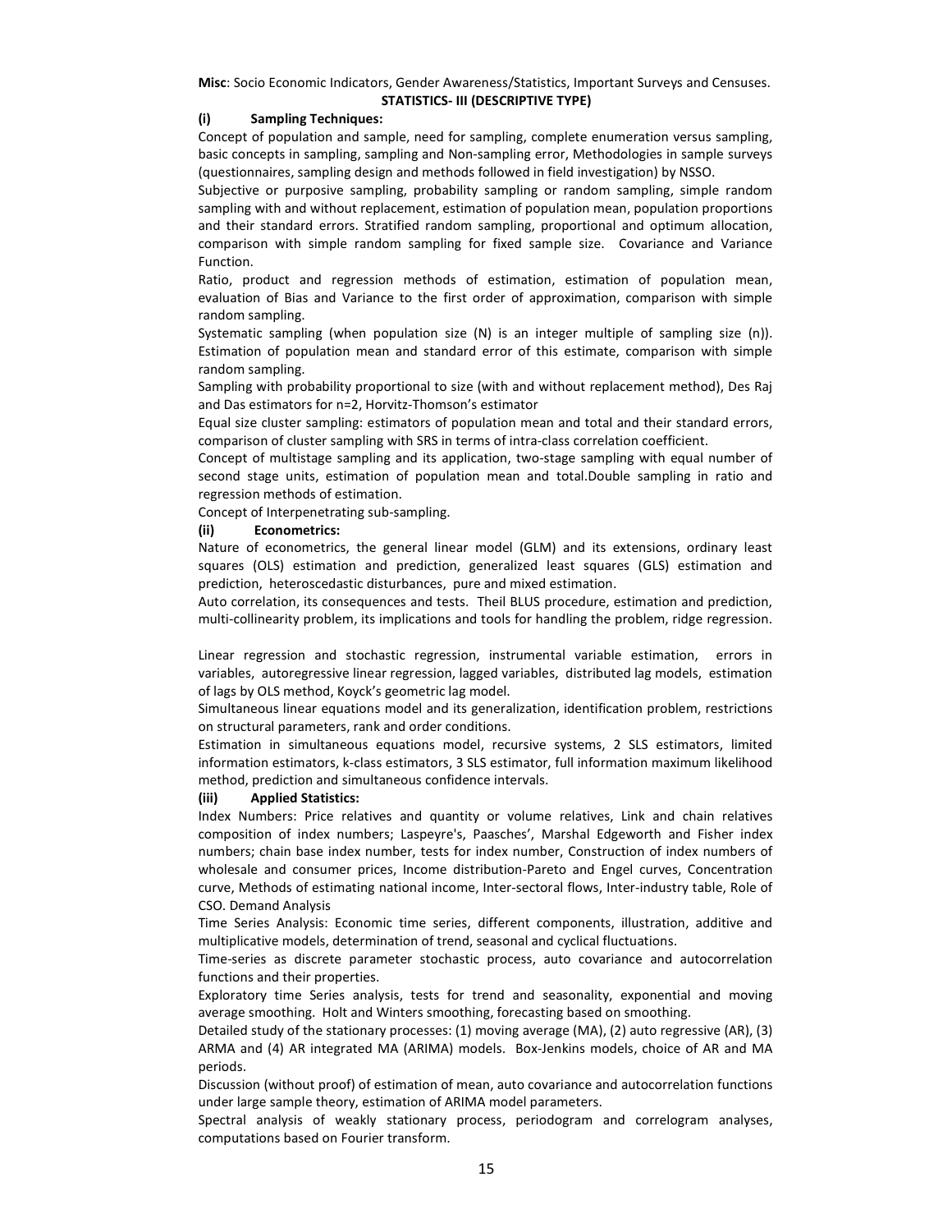**Misc**: Socio Economic Indicators, Gender Awareness/Statistics, Important Surveys and Censuses.

## STATISTICS- III (DESCRIPTIVE TYPE)

### (i) Sampling Techniques:

Concept of population and sample, need for sampling, complete enumeration versus sampling, basic concepts in sampling, sampling and Non-sampling error, Methodologies in sample surveys (questionnaires, sampling design and methods followed in field investigation) by NSSO.

Subjective or purposive sampling, probability sampling or random sampling, simple random sampling with and without replacement, estimation of population mean, population proportions and their standard errors. Stratified random sampling, proportional and optimum allocation, comparison with simple random sampling for fixed sample size. Covariance and Variance Function.

Ratio, product and regression methods of estimation, estimation of population mean, evaluation of Bias and Variance to the first order of approximation, comparison with simple random sampling.

Systematic sampling (when population size (N) is an integer multiple of sampling size (n)). Estimation of population mean and standard error of this estimate, comparison with simple random sampling.

Sampling with probability proportional to size (with and without replacement method), Des Raj and Das estimators for n=2, Horvitz-Thomson's estimator

Equal size cluster sampling: estimators of population mean and total and their standard errors, comparison of cluster sampling with SRS in terms of intra-class correlation coefficient.

Concept of multistage sampling and its application, two-stage sampling with equal number of second stage units, estimation of population mean and total.Double sampling in ratio and regression methods of estimation.

Concept of Interpenetrating sub-sampling.

### (ii) Econometrics:

Nature of econometrics, the general linear model (GLM) and its extensions, ordinary least squares (OLS) estimation and prediction, generalized least squares (GLS) estimation and prediction, heteroscedastic disturbances, pure and mixed estimation.

Auto correlation, its consequences and tests. Theil BLUS procedure, estimation and prediction, multi-collinearity problem, its implications and tools for handling the problem, ridge regression.

Linear regression and stochastic regression, instrumental variable estimation, errors in variables, autoregressive linear regression, lagged variables, distributed lag models, estimation of lags by OLS method, Koyck's geometric lag model.

Simultaneous linear equations model and its generalization, identification problem, restrictions on structural parameters, rank and order conditions.

Estimation in simultaneous equations model, recursive systems, 2 SLS estimators, limited information estimators, k-class estimators, 3 SLS estimator, full information maximum likelihood method, prediction and simultaneous confidence intervals.

### (iii) Applied Statistics:

Index Numbers: Price relatives and quantity or volume relatives, Link and chain relatives composition of index numbers; Laspeyre's, Paasches', Marshal Edgeworth and Fisher index numbers; chain base index number, tests for index number, Construction of index numbers of wholesale and consumer prices, Income distribution-Pareto and Engel curves, Concentration curve, Methods of estimating national income, Inter-sectoral flows, Inter-industry table, Role of CSO. Demand Analysis

Time Series Analysis: Economic time series, different components, illustration, additive and multiplicative models, determination of trend, seasonal and cyclical fluctuations.

Time-series as discrete parameter stochastic process, auto covariance and autocorrelation functions and their properties.

Exploratory time Series analysis, tests for trend and seasonality, exponential and moving average smoothing. Holt and Winters smoothing, forecasting based on smoothing.

Detailed study of the stationary processes: (1) moving average (MA), (2) auto regressive (AR), (3) ARMA and (4) AR integrated MA (ARIMA) models. Box-Jenkins models, choice of AR and MA periods.

Discussion (without proof) of estimation of mean, auto covariance and autocorrelation functions under large sample theory, estimation of ARIMA model parameters.

Spectral analysis of weakly stationary process, periodogram and correlogram analyses, computations based on Fourier transform.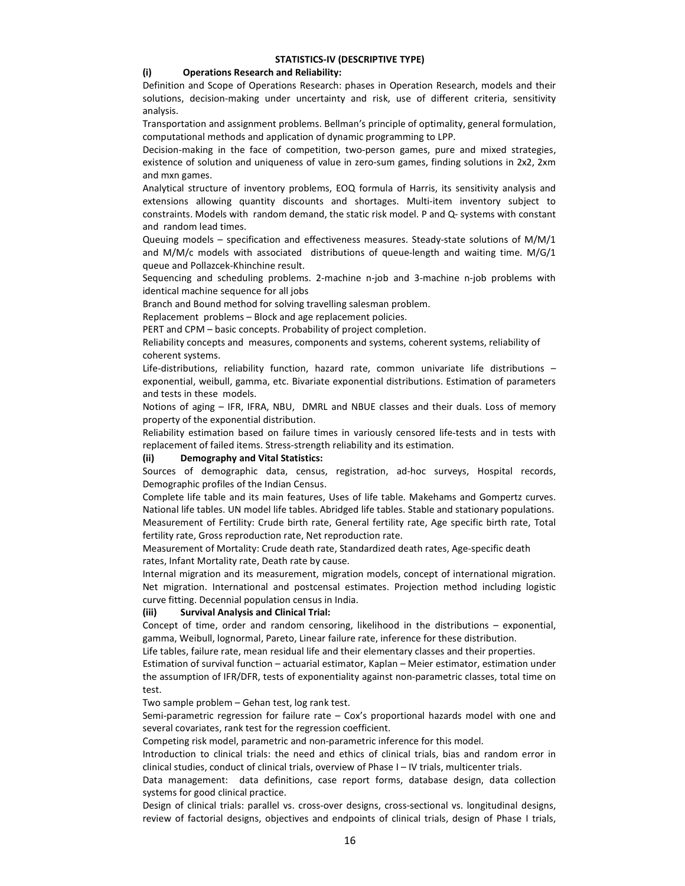# STATISTICS-IV (DESCRIPTIVE TYPE)

## (i) Operations Research and Reliability:

Definition and Scope of Operations Research: phases in Operation Research, models and their solutions, decision-making under uncertainty and risk, use of different criteria, sensitivity analysis.

Transportation and assignment problems. Bellman's principle of optimality, general formulation, computational methods and application of dynamic programming to LPP.

Decision-making in the face of competition, two-person games, pure and mixed strategies, existence of solution and uniqueness of value in zero-sum games, finding solutions in 2x2, 2xm and mxn games.

Analytical structure of inventory problems, EOQ formula of Harris, its sensitivity analysis and extensions allowing quantity discounts and shortages. Multi-item inventory subject to constraints. Models with random demand, the static risk model. P and Q- systems with constant and random lead times.

Queuing models – specification and effectiveness measures. Steady-state solutions of M/M/1 and M/M/c models with associated distributions of queue-length and waiting time. M/G/1 queue and Pollazcek-Khinchine result.

Sequencing and scheduling problems. 2-machine n-job and 3-machine n-job problems with identical machine sequence for all jobs

Branch and Bound method for solving travelling salesman problem.

Replacement problems – Block and age replacement policies.

PERT and CPM – basic concepts. Probability of project completion.

Reliability concepts and measures, components and systems, coherent systems, reliability of coherent systems.

Life-distributions, reliability function, hazard rate, common univariate life distributions – exponential, weibull, gamma, etc. Bivariate exponential distributions. Estimation of parameters and tests in these models.

Notions of aging – IFR, IFRA, NBU, DMRL and NBUE classes and their duals. Loss of memory property of the exponential distribution.

Reliability estimation based on failure times in variously censored life-tests and in tests with replacement of failed items. Stress-strength reliability and its estimation.

## (ii) Demography and Vital Statistics:

Sources of demographic data, census, registration, ad-hoc surveys, Hospital records, Demographic profiles of the Indian Census.

Complete life table and its main features, Uses of life table. Makehams and Gompertz curves. National life tables. UN model life tables. Abridged life tables. Stable and stationary populations.

Measurement of Fertility: Crude birth rate, General fertility rate, Age specific birth rate, Total fertility rate, Gross reproduction rate, Net reproduction rate.

Measurement of Mortality: Crude death rate, Standardized death rates, Age-specific death rates, Infant Mortality rate, Death rate by cause.

Internal migration and its measurement, migration models, concept of international migration. Net migration. International and postcensal estimates. Projection method including logistic curve fitting. Decennial population census in India.

## (iii) Survival Analysis and Clinical Trial:

Concept of time, order and random censoring, likelihood in the distributions – exponential, gamma, Weibull, lognormal, Pareto, Linear failure rate, inference for these distribution.

Life tables, failure rate, mean residual life and their elementary classes and their properties.

Estimation of survival function – actuarial estimator, Kaplan – Meier estimator, estimation under the assumption of IFR/DFR, tests of exponentiality against non-parametric classes, total time on test.

Two sample problem – Gehan test, log rank test.

Semi-parametric regression for failure rate – Cox's proportional hazards model with one and several covariates, rank test for the regression coefficient.

Competing risk model, parametric and non-parametric inference for this model.

Introduction to clinical trials: the need and ethics of clinical trials, bias and random error in clinical studies, conduct of clinical trials, overview of Phase I – IV trials, multicenter trials.

Data management: data definitions, case report forms, database design, data collection systems for good clinical practice.

Design of clinical trials: parallel vs. cross-over designs, cross-sectional vs. longitudinal designs, review of factorial designs, objectives and endpoints of clinical trials, design of Phase I trials,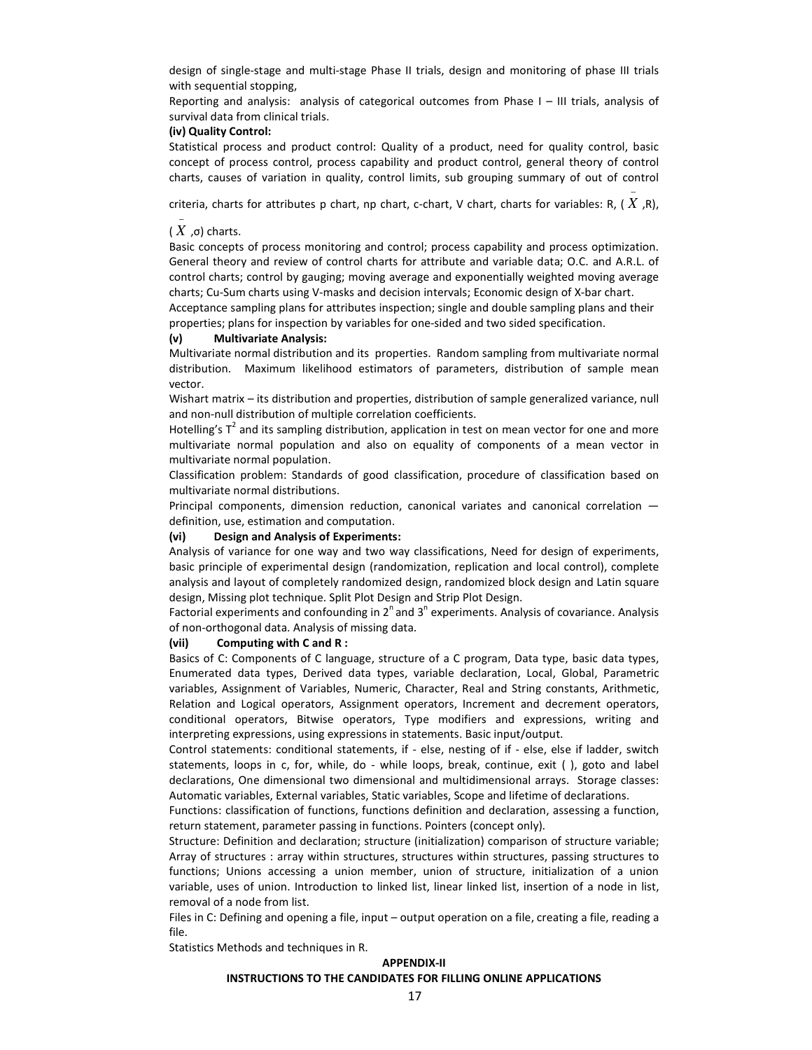design of single-stage and multi-stage Phase II trials, design and monitoring of phase III trials with sequential stopping,

Reporting and analysis: analysis of categorical outcomes from Phase I – III trials, analysis of survival data from clinical trials.

**(iv) Quality Control:**

Statistical process and product control: Quality of a product, need for quality control, basic concept of process control, process capability and product control, general theory of control charts, causes of variation in quality, control limits, sub grouping summary of out of control criteria, charts for attributes p chart, np chart, c-chart, V chart, charts for variables: R, ($\bar{X}$,R), ($\bar{X}$,σ) charts.

Basic concepts of process monitoring and control; process capability and process optimization. General theory and review of control charts for attribute and variable data; O.C. and A.R.L. of control charts; control by gauging; moving average and exponentially weighted moving average charts; Cu-Sum charts using V-masks and decision intervals; Economic design of X-bar chart.

Acceptance sampling plans for attributes inspection; single and double sampling plans and their properties; plans for inspection by variables for one-sided and two sided specification.

**(v) Multivariate Analysis:**

Multivariate normal distribution and its properties. Random sampling from multivariate normal distribution. Maximum likelihood estimators of parameters, distribution of sample mean vector.

Wishart matrix – its distribution and properties, distribution of sample generalized variance, null and non-null distribution of multiple correlation coefficients.

Hotelling's $T^2$ and its sampling distribution, application in test on mean vector for one and more multivariate normal population and also on equality of components of a mean vector in multivariate normal population.

Classification problem: Standards of good classification, procedure of classification based on multivariate normal distributions.

Principal components, dimension reduction, canonical variates and canonical correlation — definition, use, estimation and computation.

**(vi) Design and Analysis of Experiments:**

Analysis of variance for one way and two way classifications, Need for design of experiments, basic principle of experimental design (randomization, replication and local control), complete analysis and layout of completely randomized design, randomized block design and Latin square design, Missing plot technique. Split Plot Design and Strip Plot Design.

Factorial experiments and confounding in $2^n$ and $3^n$ experiments. Analysis of covariance. Analysis of non-orthogonal data. Analysis of missing data.

**(vii) Computing with C and R :**

Basics of C: Components of C language, structure of a C program, Data type, basic data types, Enumerated data types, Derived data types, variable declaration, Local, Global, Parametric variables, Assignment of Variables, Numeric, Character, Real and String constants, Arithmetic, Relation and Logical operators, Assignment operators, Increment and decrement operators, conditional operators, Bitwise operators, Type modifiers and expressions, writing and interpreting expressions, using expressions in statements. Basic input/output.

Control statements: conditional statements, if - else, nesting of if - else, else if ladder, switch statements, loops in c, for, while, do - while loops, break, continue, exit ( ), goto and label declarations, One dimensional two dimensional and multidimensional arrays. Storage classes: Automatic variables, External variables, Static variables, Scope and lifetime of declarations.

Functions: classification of functions, functions definition and declaration, assessing a function, return statement, parameter passing in functions. Pointers (concept only).

Structure: Definition and declaration; structure (initialization) comparison of structure variable; Array of structures : array within structures, structures within structures, passing structures to functions; Unions accessing a union member, union of structure, initialization of a union variable, uses of union. Introduction to linked list, linear linked list, insertion of a node in list, removal of a node from list.

Files in C: Defining and opening a file, input – output operation on a file, creating a file, reading a file.

Statistics Methods and techniques in R.

**APPENDIX-II**

**INSTRUCTIONS TO THE CANDIDATES FOR FILLING ONLINE APPLICATIONS**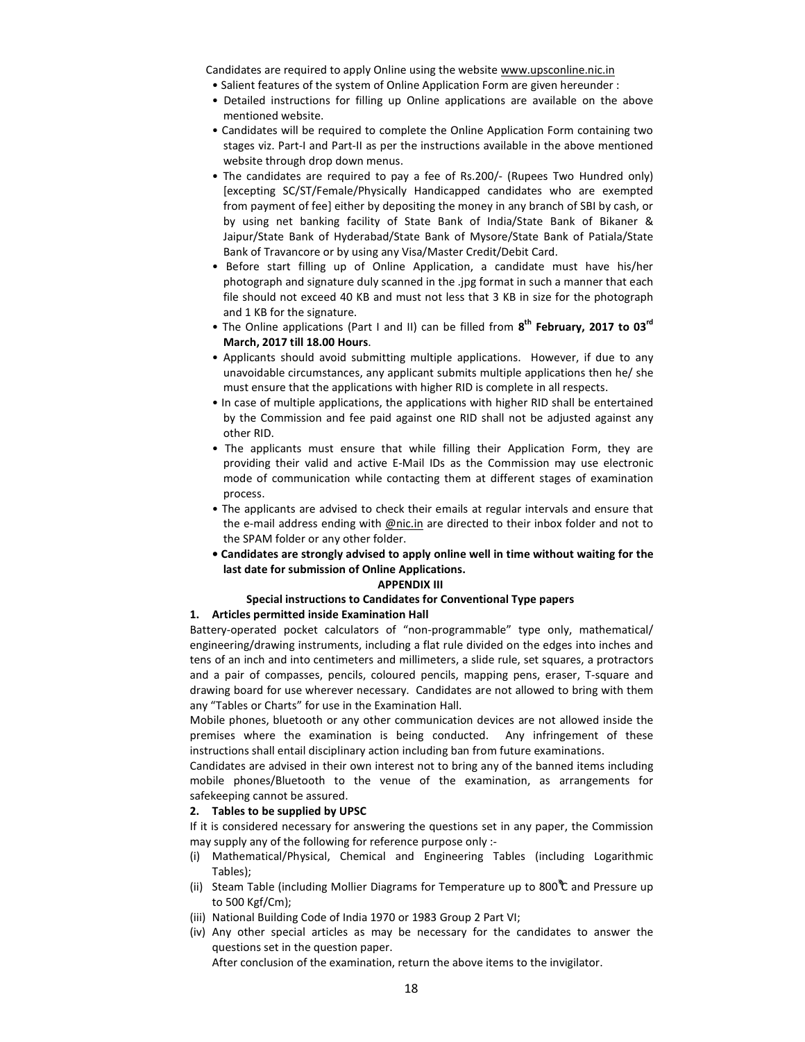Candidates are required to apply Online using the website www.upsconline.nic.in

- Salient features of the system of Online Application Form are given hereunder :
- Detailed instructions for filling up Online applications are available on the above mentioned website.
- Candidates will be required to complete the Online Application Form containing two stages viz. Part-I and Part-II as per the instructions available in the above mentioned website through drop down menus.
- The candidates are required to pay a fee of Rs.200/- (Rupees Two Hundred only) [excepting SC/ST/Female/Physically Handicapped candidates who are exempted from payment of fee] either by depositing the money in any branch of SBI by cash, or by using net banking facility of State Bank of India/State Bank of Bikaner & Jaipur/State Bank of Hyderabad/State Bank of Mysore/State Bank of Patiala/State Bank of Travancore or by using any Visa/Master Credit/Debit Card.
- Before start filling up of Online Application, a candidate must have his/her photograph and signature duly scanned in the .jpg format in such a manner that each file should not exceed 40 KB and must not less that 3 KB in size for the photograph and 1 KB for the signature.
- The Online applications (Part I and II) can be filled from **8th February, 2017 to 03rd March, 2017 till 18.00 Hours**.
- Applicants should avoid submitting multiple applications. However, if due to any unavoidable circumstances, any applicant submits multiple applications then he/ she must ensure that the applications with higher RID is complete in all respects.
- In case of multiple applications, the applications with higher RID shall be entertained by the Commission and fee paid against one RID shall not be adjusted against any other RID.
- The applicants must ensure that while filling their Application Form, they are providing their valid and active E-Mail IDs as the Commission may use electronic mode of communication while contacting them at different stages of examination process.
- The applicants are advised to check their emails at regular intervals and ensure that the e-mail address ending with @nic.in are directed to their inbox folder and not to the SPAM folder or any other folder.
- **Candidates are strongly advised to apply online well in time without waiting for the last date for submission of Online Applications.**

## APPENDIX III

### Special instructions to Candidates for Conventional Type papers

**1. Articles permitted inside Examination Hall**

Battery-operated pocket calculators of "non-programmable" type only, mathematical/ engineering/drawing instruments, including a flat rule divided on the edges into inches and tens of an inch and into centimeters and millimeters, a slide rule, set squares, a protractors and a pair of compasses, pencils, coloured pencils, mapping pens, eraser, T-square and drawing board for use wherever necessary. Candidates are not allowed to bring with them any "Tables or Charts" for use in the Examination Hall.

Mobile phones, bluetooth or any other communication devices are not allowed inside the premises where the examination is being conducted. Any infringement of these instructions shall entail disciplinary action including ban from future examinations.

Candidates are advised in their own interest not to bring any of the banned items including mobile phones/Bluetooth to the venue of the examination, as arrangements for safekeeping cannot be assured.

**2. Tables to be supplied by UPSC**

If it is considered necessary for answering the questions set in any paper, the Commission may supply any of the following for reference purpose only :-

(i) Mathematical/Physical, Chemical and Engineering Tables (including Logarithmic Tables);

(ii) Steam Table (including Mollier Diagrams for Temperature up to 800°C and Pressure up to 500 Kgf/Cm);

(iii) National Building Code of India 1970 or 1983 Group 2 Part VI;

(iv) Any other special articles as may be necessary for the candidates to answer the questions set in the question paper.

After conclusion of the examination, return the above items to the invigilator.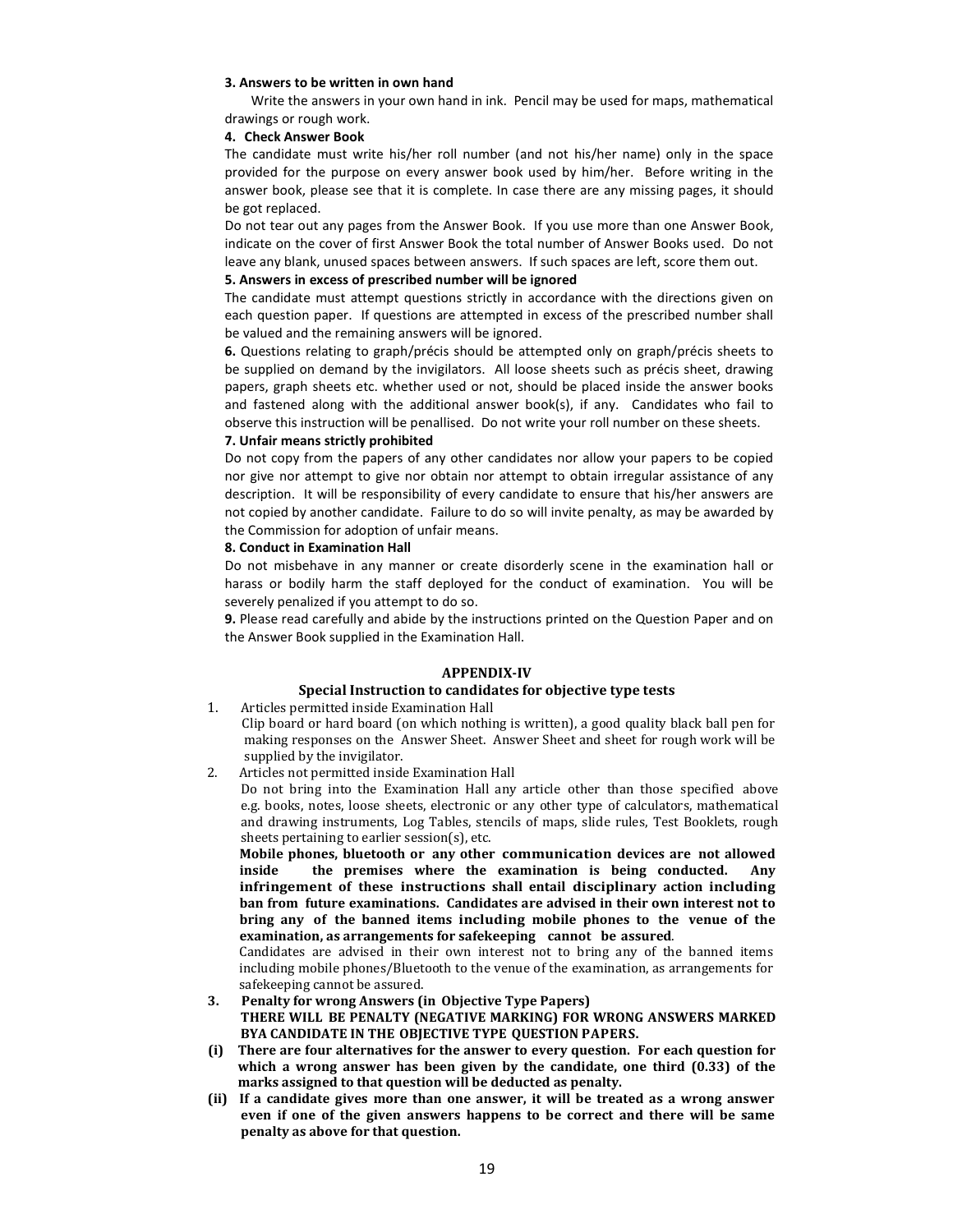**3. Answers to be written in own hand**

Write the answers in your own hand in ink. Pencil may be used for maps, mathematical drawings or rough work.

**4. Check Answer Book**

The candidate must write his/her roll number (and not his/her name) only in the space provided for the purpose on every answer book used by him/her. Before writing in the answer book, please see that it is complete. In case there are any missing pages, it should be got replaced.

Do not tear out any pages from the Answer Book. If you use more than one Answer Book, indicate on the cover of first Answer Book the total number of Answer Books used. Do not leave any blank, unused spaces between answers. If such spaces are left, score them out.

**5. Answers in excess of prescribed number will be ignored**

The candidate must attempt questions strictly in accordance with the directions given on each question paper. If questions are attempted in excess of the prescribed number shall be valued and the remaining answers will be ignored.

**6.** Questions relating to graph/précis should be attempted only on graph/précis sheets to be supplied on demand by the invigilators. All loose sheets such as précis sheet, drawing papers, graph sheets etc. whether used or not, should be placed inside the answer books and fastened along with the additional answer book(s), if any. Candidates who fail to observe this instruction will be penallised. Do not write your roll number on these sheets.

**7. Unfair means strictly prohibited**

Do not copy from the papers of any other candidates nor allow your papers to be copied nor give nor attempt to give nor obtain nor attempt to obtain irregular assistance of any description. It will be responsibility of every candidate to ensure that his/her answers are not copied by another candidate. Failure to do so will invite penalty, as may be awarded by the Commission for adoption of unfair means.

**8. Conduct in Examination Hall**

Do not misbehave in any manner or create disorderly scene in the examination hall or harass or bodily harm the staff deployed for the conduct of examination. You will be severely penalized if you attempt to do so.

**9.** Please read carefully and abide by the instructions printed on the Question Paper and on the Answer Book supplied in the Examination Hall.

## APPENDIX-IV

### Special Instruction to candidates for objective type tests

1. Articles permitted inside Examination Hall

   Clip board or hard board (on which nothing is written), a good quality black ball pen for making responses on the Answer Sheet. Answer Sheet and sheet for rough work will be supplied by the invigilator.

2. Articles not permitted inside Examination Hall

   Do not bring into the Examination Hall any article other than those specified above e.g. books, notes, loose sheets, electronic or any other type of calculators, mathematical and drawing instruments, Log Tables, stencils of maps, slide rules, Test Booklets, rough sheets pertaining to earlier session(s), etc.

   **Mobile phones, bluetooth or any other communication devices are not allowed inside the premises where the examination is being conducted. Any infringement of these instructions shall entail disciplinary action including ban from future examinations. Candidates are advised in their own interest not to bring any of the banned items including mobile phones to the venue of the examination, as arrangements for safekeeping cannot be assured**.

   Candidates are advised in their own interest not to bring any of the banned items including mobile phones/Bluetooth to the venue of the examination, as arrangements for safekeeping cannot be assured.

3. **Penalty for wrong Answers (in Objective Type Papers)**

   **THERE WILL BE PENALTY (NEGATIVE MARKING) FOR WRONG ANSWERS MARKED BYA CANDIDATE IN THE OBJECTIVE TYPE QUESTION PAPERS.**

**(i) There are four alternatives for the answer to every question. For each question for which a wrong answer has been given by the candidate, one third (0.33) of the marks assigned to that question will be deducted as penalty.**

**(ii) If a candidate gives more than one answer, it will be treated as a wrong answer even if one of the given answers happens to be correct and there will be same penalty as above for that question.**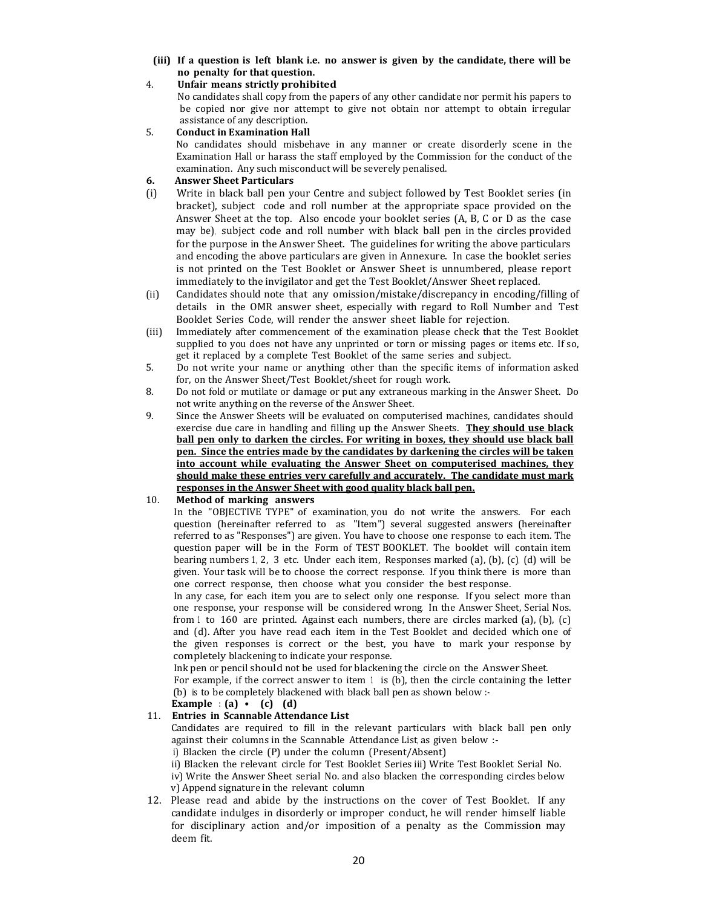**(iii) If a question is left blank i.e. no answer is given by the candidate, there will be no penalty for that question.**

4. **Unfair means strictly prohibited**

   No candidates shall copy from the papers of any other candidate nor permit his papers to be copied nor give nor attempt to give not obtain nor attempt to obtain irregular assistance of any description.

5. **Conduct in Examination Hall**

   No candidates should misbehave in any manner or create disorderly scene in the Examination Hall or harass the staff employed by the Commission for the conduct of the examination. Any such misconduct will be severely penalised.

**6. Answer Sheet Particulars**

(i) Write in black ball pen your Centre and subject followed by Test Booklet series (in bracket), subject code and roll number at the appropriate space provided on the Answer Sheet at the top. Also encode your booklet series (A, B, C or D as the case may be), subject code and roll number with black ball pen in the circles provided for the purpose in the Answer Sheet. The guidelines for writing the above particulars and encoding the above particulars are given in Annexure. In case the booklet series is not printed on the Test Booklet or Answer Sheet is unnumbered, please report immediately to the invigilator and get the Test Booklet/Answer Sheet replaced.

(ii) Candidates should note that any omission/mistake/discrepancy in encoding/filling of details in the OMR answer sheet, especially with regard to Roll Number and Test Booklet Series Code, will render the answer sheet liable for rejection.

(iii) Immediately after commencement of the examination please check that the Test Booklet supplied to you does not have any unprinted or torn or missing pages or items etc. If so, get it replaced by a complete Test Booklet of the same series and subject.

5. Do not write your name or anything other than the specific items of information asked for, on the Answer Sheet/Test Booklet/sheet for rough work.

8. Do not fold or mutilate or damage or put any extraneous marking in the Answer Sheet. Do not write anything on the reverse of the Answer Sheet.

9. Since the Answer Sheets will be evaluated on computerised machines, candidates should exercise due care in handling and filling up the Answer Sheets. **They should use black ball pen only to darken the circles. For writing in boxes, they should use black ball pen. Since the entries made by the candidates by darkening the circles will be taken into account while evaluating the Answer Sheet on computerised machines, they should make these entries very carefully and accurately. The candidate must mark responses in the Answer Sheet with good quality black ball pen.**

10. **Method of marking answers**

    In the "OBJECTIVE TYPE" of examination, you do not write the answers. For each question (hereinafter referred to as "Item") several suggested answers (hereinafter referred to as "Responses") are given. You have to choose one response to each item. The question paper will be in the Form of TEST BOOKLET. The booklet will contain item bearing numbers 1, 2, 3 etc. Under each item, Responses marked (a), (b), (c), (d) will be given. Your task will be to choose the correct response. If you think there is more than one correct response, then choose what you consider the best response.

    In any case, for each item you are to select only one response. If you select more than one response, your response will be considered wrong. In the Answer Sheet, Serial Nos. from 1 to 160 are printed. Against each numbers, there are circles marked (a), (b), (c) and (d). After you have read each item in the Test Booklet and decided which one of the given responses is correct or the best, you have to mark your response by completely blackening to indicate your response.

    Ink pen or pencil should not be used for blackening the circle on the Answer Sheet.

    For example, if the correct answer to item 1 is (b), then the circle containing the letter (b) is to be completely blackened with black ball pen as shown below :-

    **Example : (a) • (c) (d)**

11. **Entries in Scannable Attendance List**

    Candidates are required to fill in the relevant particulars with black ball pen only against their columns in the Scannable Attendance List, as given below :-

    i) Blacken the circle (P) under the column (Present/Absent)

    ii) Blacken the relevant circle for Test Booklet Series iii) Write Test Booklet Serial No.

    iv) Write the Answer Sheet serial No. and also blacken the corresponding circles below

    v) Append signature in the relevant column

12. Please read and abide by the instructions on the cover of Test Booklet. If any candidate indulges in disorderly or improper conduct, he will render himself liable for disciplinary action and/or imposition of a penalty as the Commission may deem fit.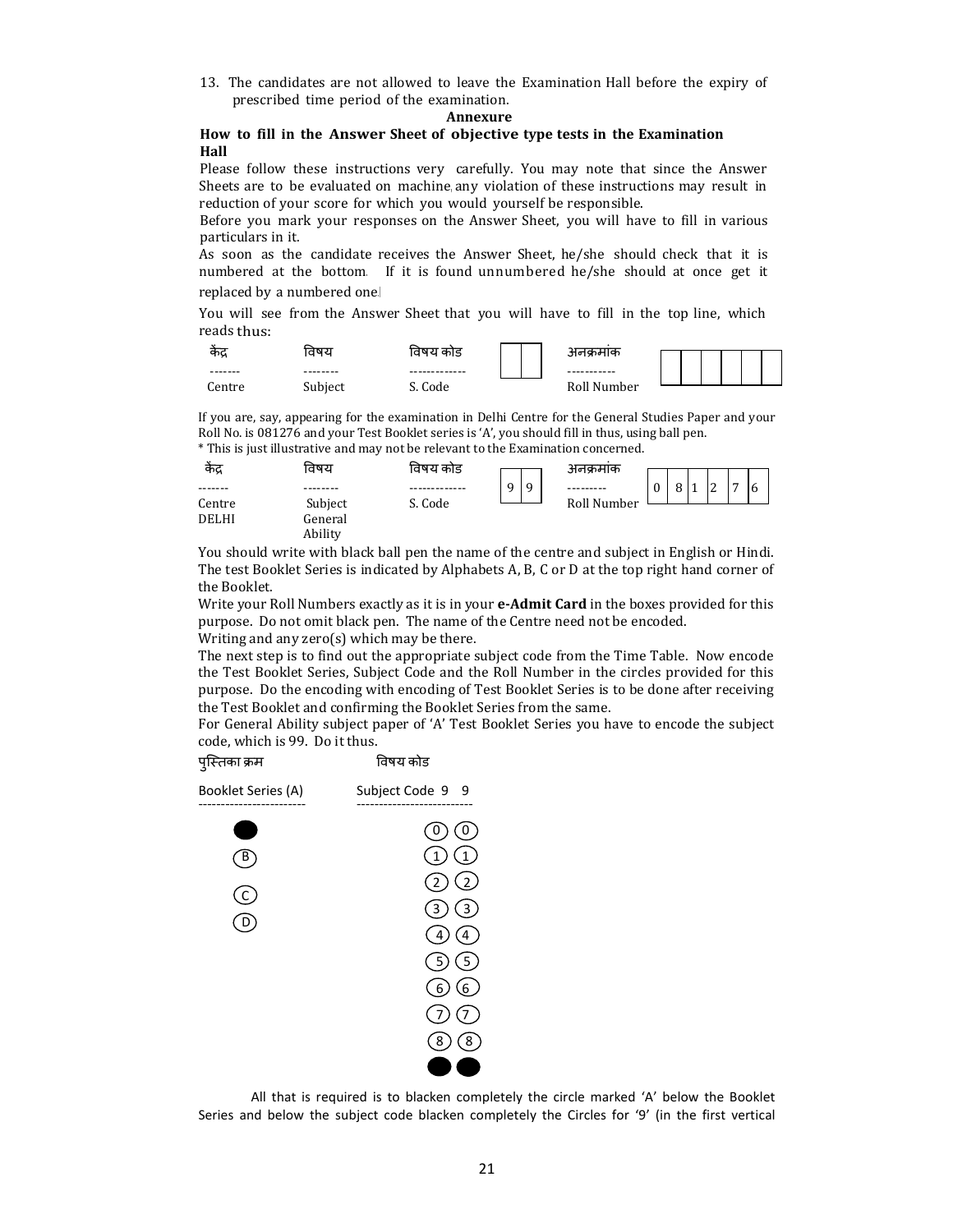13. The candidates are not allowed to leave the Examination Hall before the expiry of prescribed time period of the examination.

**Annexure**

**How to fill in the Answer Sheet of objective type tests in the Examination Hall**

Please follow these instructions very carefully. You may note that since the Answer Sheets are to be evaluated on machine, any violation of these instructions may result in reduction of your score for which you would yourself be responsible.

Before you mark your responses on the Answer Sheet, you will have to fill in various particulars in it.

As soon as the candidate receives the Answer Sheet, he/she should check that it is numbered at the bottom. If it is found unnumbered he/she should at once get it replaced by a numbered one.

You will see from the Answer Sheet that you will have to fill in the top line, which reads thus:

| केंद्र | विषय | विषय कोड | | अनुक्रमांक | | | | | | |
|---|---|---|---|---|---|---|---|---|---|---|
| ------- | -------- | ------------- | | ----------- | | | | | | |
| Centre | Subject | S. Code | | Roll Number | | | | | | |

If you are, say, appearing for the examination in Delhi Centre for the General Studies Paper and your Roll No. is 081276 and your Test Booklet series is 'A', you should fill in thus, using ball pen.

\* This is just illustrative and may not be relevant to the Examination concerned.

| केंद्र | विषय | विषय कोड | | | अनुक्रमांक | | | | | | |
|---|---|---|---|---|---|---|---|---|---|---|---|
| ------- | -------- | ------------- | 9 | 9 | --------- | 0 | 8 | 1 | 2 | 7 | 6 |
| Centre | Subject | S. Code | | | Roll Number | | | | | | |
| DELHI | General Ability | | | | | | | | | | |

You should write with black ball pen the name of the centre and subject in English or Hindi. The test Booklet Series is indicated by Alphabets A, B, C or D at the top right hand corner of the Booklet.

Write your Roll Numbers exactly as it is in your **e-Admit Card** in the boxes provided for this purpose. Do not omit black pen. The name of the Centre need not be encoded.

Writing and any zero(s) which may be there.

The next step is to find out the appropriate subject code from the Time Table. Now encode the Test Booklet Series, Subject Code and the Roll Number in the circles provided for this purpose. Do the encoding with encoding of Test Booklet Series is to be done after receiving the Test Booklet and confirming the Booklet Series from the same.

For General Ability subject paper of 'A' Test Booklet Series you have to encode the subject code, which is 99. Do it thus.

| पुस्तिका क्रम | विषय कोड | |
|---|---|---|
| Booklet Series (A) | Subject Code 9 | 9 |
| ● | 0 | 0 |
| B | 1 | 1 |
| C | 2 | 2 |
| D | 3 | 3 |
| | 4 | 4 |
| | 5 | 5 |
| | 6 | 6 |
| | 7 | 7 |
| | 8 | 8 |
| | ● | ● |

All that is required is to blacken completely the circle marked 'A' below the Booklet Series and below the subject code blacken completely the Circles for '9' (in the first vertical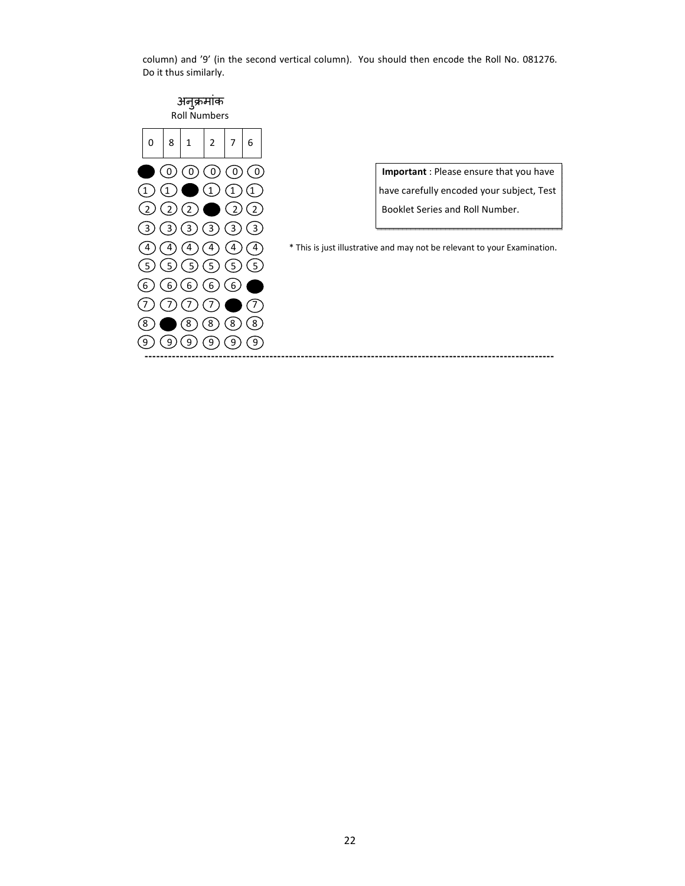column) and '9' (in the second vertical column). You should then encode the Roll No. 081276. Do it thus similarly.

अनुक्रमांक

Roll Numbers

| 0 | 8 | 1 | 2 | 7 | 6 |
|---|---|---|---|---|---|
| ● | 0 | 0 | 0 | 0 | 0 |
| 1 | 1 | ● | 1 | 1 | 1 |
| 2 | 2 | 2 | ● | 2 | 2 |
| 3 | 3 | 3 | 3 | 3 | 3 |
| 4 | 4 | 4 | 4 | 4 | 4 |
| 5 | 5 | 5 | 5 | 5 | 5 |
| 6 | 6 | 6 | 6 | 6 | ● |
| 7 | 7 | 7 | 7 | ● | 7 |
| 8 | ● | 8 | 8 | 8 | 8 |
| 9 | 9 | 9 | 9 | 9 | 9 |

**Important** : Please ensure that you have have carefully encoded your subject, Test Booklet Series and Roll Number.

* This is just illustrative and may not be relevant to your Examination.

---